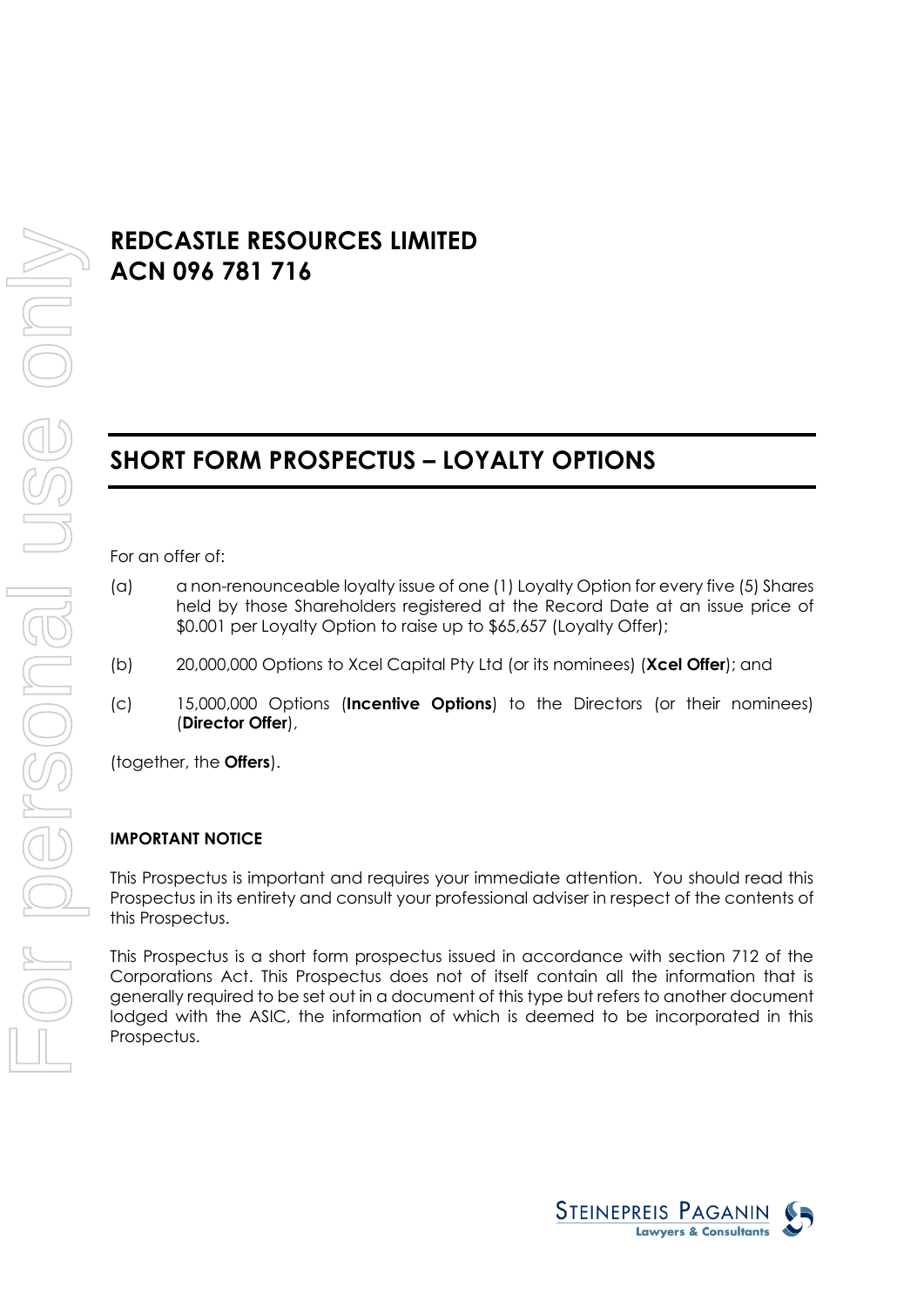# REDCASTLE RESOURCES LIMITED
# ACN 096 781 716

## SHORT FORM PROSPECTUS – LOYALTY OPTIONS

For an offer of:

(a) a non-renounceable loyalty issue of one (1) Loyalty Option for every five (5) Shares held by those Shareholders registered at the Record Date at an issue price of $0.001 per Loyalty Option to raise up to $65,657 (Loyalty Offer);

(b) 20,000,000 Options to Xcel Capital Pty Ltd (or its nominees) (**Xcel Offer**); and

(c) 15,000,000 Options (**Incentive Options**) to the Directors (or their nominees) (**Director Offer**),

(together, the **Offers**).

**IMPORTANT NOTICE**

This Prospectus is important and requires your immediate attention. You should read this Prospectus in its entirety and consult your professional adviser in respect of the contents of this Prospectus.

This Prospectus is a short form prospectus issued in accordance with section 712 of the Corporations Act. This Prospectus does not of itself contain all the information that is generally required to be set out in a document of this type but refers to another document lodged with the ASIC, the information of which is deemed to be incorporated in this Prospectus.

Steinepreis Paganin
Lawyers & Consultants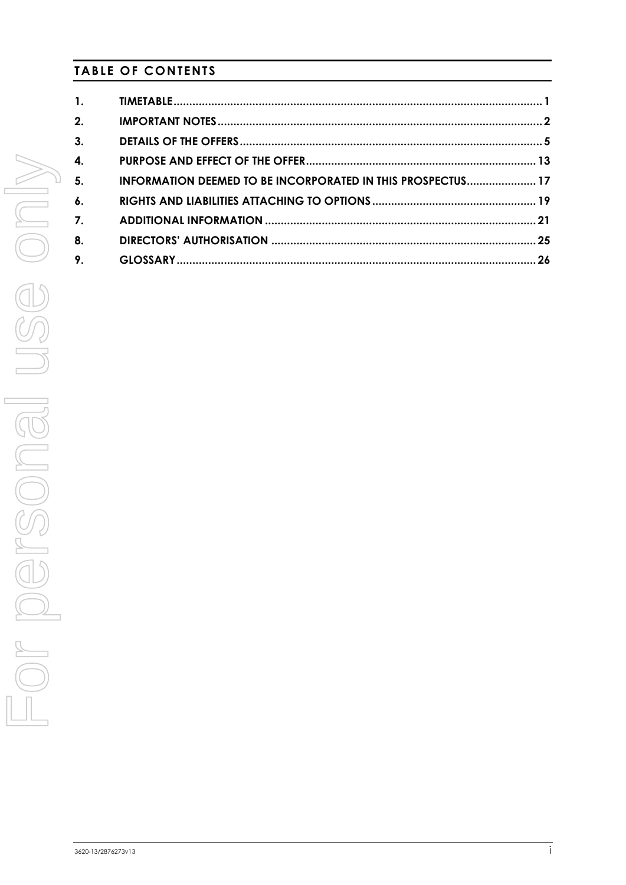# TABLE OF CONTENTS

| | | |
|---|---|---|
| 1. | TIMETABLE | 1 |
| 2. | IMPORTANT NOTES | 2 |
| 3. | DETAILS OF THE OFFERS | 5 |
| 4. | PURPOSE AND EFFECT OF THE OFFER | 13 |
| 5. | INFORMATION DEEMED TO BE INCORPORATED IN THIS PROSPECTUS | 17 |
| 6. | RIGHTS AND LIABILITIES ATTACHING TO OPTIONS | 19 |
| 7. | ADDITIONAL INFORMATION | 21 |
| 8. | DIRECTORS' AUTHORISATION | 25 |
| 9. | GLOSSARY | 26 |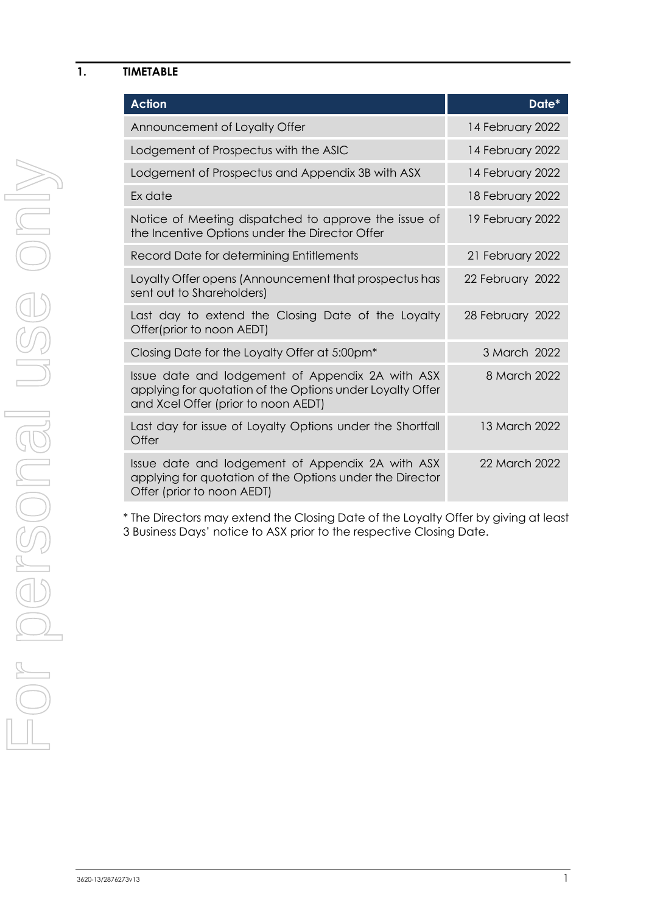## 1. TIMETABLE

| Action | Date* |
|---|---|
| Announcement of Loyalty Offer | 14 February 2022 |
| Lodgement of Prospectus with the ASIC | 14 February 2022 |
| Lodgement of Prospectus and Appendix 3B with ASX | 14 February 2022 |
| Ex date | 18 February 2022 |
| Notice of Meeting dispatched to approve the issue of the Incentive Options under the Director Offer | 19 February 2022 |
| Record Date for determining Entitlements | 21 February 2022 |
| Loyalty Offer opens (Announcement that prospectus has sent out to Shareholders) | 22 February 2022 |
| Last day to extend the Closing Date of the Loyalty Offer(prior to noon AEDT) | 28 February 2022 |
| Closing Date for the Loyalty Offer at 5:00pm* | 3 March 2022 |
| Issue date and lodgement of Appendix 2A with ASX applying for quotation of the Options under Loyalty Offer and Xcel Offer (prior to noon AEDT) | 8 March 2022 |
| Last day for issue of Loyalty Options under the Shortfall Offer | 13 March 2022 |
| Issue date and lodgement of Appendix 2A with ASX applying for quotation of the Options under the Director Offer (prior to noon AEDT) | 22 March 2022 |

* The Directors may extend the Closing Date of the Loyalty Offer by giving at least 3 Business Days' notice to ASX prior to the respective Closing Date.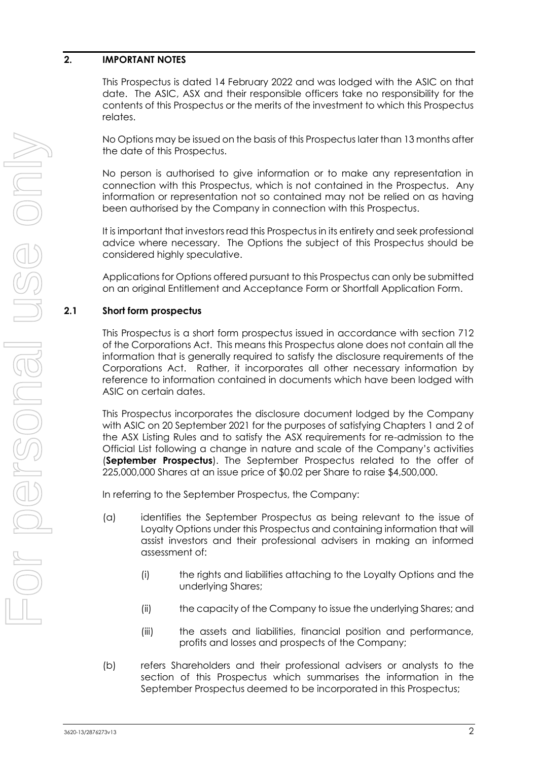## 2. IMPORTANT NOTES

This Prospectus is dated 14 February 2022 and was lodged with the ASIC on that date. The ASIC, ASX and their responsible officers take no responsibility for the contents of this Prospectus or the merits of the investment to which this Prospectus relates.

No Options may be issued on the basis of this Prospectus later than 13 months after the date of this Prospectus.

No person is authorised to give information or to make any representation in connection with this Prospectus, which is not contained in the Prospectus. Any information or representation not so contained may not be relied on as having been authorised by the Company in connection with this Prospectus.

It is important that investors read this Prospectus in its entirety and seek professional advice where necessary. The Options the subject of this Prospectus should be considered highly speculative.

Applications for Options offered pursuant to this Prospectus can only be submitted on an original Entitlement and Acceptance Form or Shortfall Application Form.

### 2.1 Short form prospectus

This Prospectus is a short form prospectus issued in accordance with section 712 of the Corporations Act. This means this Prospectus alone does not contain all the information that is generally required to satisfy the disclosure requirements of the Corporations Act. Rather, it incorporates all other necessary information by reference to information contained in documents which have been lodged with ASIC on certain dates.

This Prospectus incorporates the disclosure document lodged by the Company with ASIC on 20 September 2021 for the purposes of satisfying Chapters 1 and 2 of the ASX Listing Rules and to satisfy the ASX requirements for re-admission to the Official List following a change in nature and scale of the Company's activities (**September Prospectus**). The September Prospectus related to the offer of 225,000,000 Shares at an issue price of $0.02 per Share to raise $4,500,000.

In referring to the September Prospectus, the Company:

(a) identifies the September Prospectus as being relevant to the issue of Loyalty Options under this Prospectus and containing information that will assist investors and their professional advisers in making an informed assessment of:

  (i) the rights and liabilities attaching to the Loyalty Options and the underlying Shares;

  (ii) the capacity of the Company to issue the underlying Shares; and

  (iii) the assets and liabilities, financial position and performance, profits and losses and prospects of the Company;

(b) refers Shareholders and their professional advisers or analysts to the section of this Prospectus which summarises the information in the September Prospectus deemed to be incorporated in this Prospectus;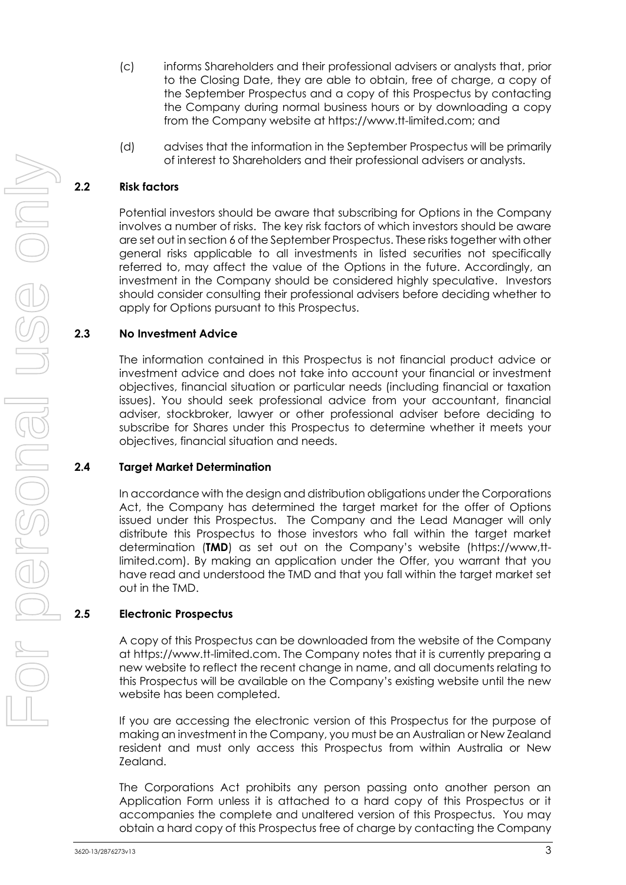(c) informs Shareholders and their professional advisers or analysts that, prior to the Closing Date, they are able to obtain, free of charge, a copy of the September Prospectus and a copy of this Prospectus by contacting the Company during normal business hours or by downloading a copy from the Company website at https://www.tt-limited.com; and

(d) advises that the information in the September Prospectus will be primarily of interest to Shareholders and their professional advisers or analysts.

## 2.2 Risk factors

Potential investors should be aware that subscribing for Options in the Company involves a number of risks. The key risk factors of which investors should be aware are set out in section 6 of the September Prospectus. These risks together with other general risks applicable to all investments in listed securities not specifically referred to, may affect the value of the Options in the future. Accordingly, an investment in the Company should be considered highly speculative. Investors should consider consulting their professional advisers before deciding whether to apply for Options pursuant to this Prospectus.

## 2.3 No Investment Advice

The information contained in this Prospectus is not financial product advice or investment advice and does not take into account your financial or investment objectives, financial situation or particular needs (including financial or taxation issues). You should seek professional advice from your accountant, financial adviser, stockbroker, lawyer or other professional adviser before deciding to subscribe for Shares under this Prospectus to determine whether it meets your objectives, financial situation and needs.

## 2.4 Target Market Determination

In accordance with the design and distribution obligations under the Corporations Act, the Company has determined the target market for the offer of Options issued under this Prospectus. The Company and the Lead Manager will only distribute this Prospectus to those investors who fall within the target market determination (**TMD**) as set out on the Company's website (https://www.tt-limited.com). By making an application under the Offer, you warrant that you have read and understood the TMD and that you fall within the target market set out in the TMD.

## 2.5 Electronic Prospectus

A copy of this Prospectus can be downloaded from the website of the Company at https://www.tt-limited.com. The Company notes that it is currently preparing a new website to reflect the recent change in name, and all documents relating to this Prospectus will be available on the Company's existing website until the new website has been completed.

If you are accessing the electronic version of this Prospectus for the purpose of making an investment in the Company, you must be an Australian or New Zealand resident and must only access this Prospectus from within Australia or New Zealand.

The Corporations Act prohibits any person passing onto another person an Application Form unless it is attached to a hard copy of this Prospectus or it accompanies the complete and unaltered version of this Prospectus. You may obtain a hard copy of this Prospectus free of charge by contacting the Company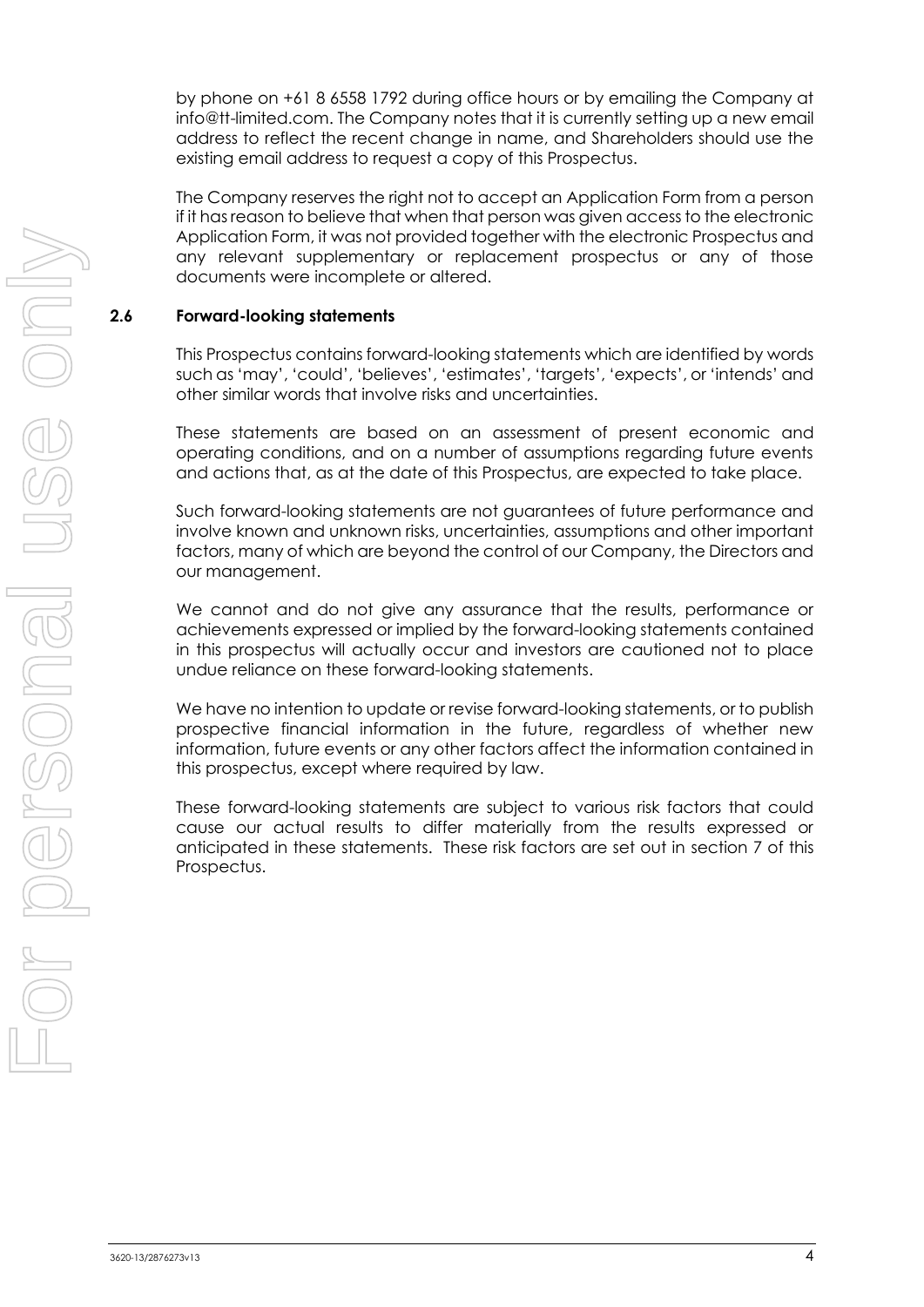by phone on +61 8 6558 1792 during office hours or by emailing the Company at info@tt-limited.com. The Company notes that it is currently setting up a new email address to reflect the recent change in name, and Shareholders should use the existing email address to request a copy of this Prospectus.

The Company reserves the right not to accept an Application Form from a person if it has reason to believe that when that person was given access to the electronic Application Form, it was not provided together with the electronic Prospectus and any relevant supplementary or replacement prospectus or any of those documents were incomplete or altered.

## 2.6 Forward-looking statements

This Prospectus contains forward-looking statements which are identified by words such as 'may', 'could', 'believes', 'estimates', 'targets', 'expects', or 'intends' and other similar words that involve risks and uncertainties.

These statements are based on an assessment of present economic and operating conditions, and on a number of assumptions regarding future events and actions that, as at the date of this Prospectus, are expected to take place.

Such forward-looking statements are not guarantees of future performance and involve known and unknown risks, uncertainties, assumptions and other important factors, many of which are beyond the control of our Company, the Directors and our management.

We cannot and do not give any assurance that the results, performance or achievements expressed or implied by the forward-looking statements contained in this prospectus will actually occur and investors are cautioned not to place undue reliance on these forward-looking statements.

We have no intention to update or revise forward-looking statements, or to publish prospective financial information in the future, regardless of whether new information, future events or any other factors affect the information contained in this prospectus, except where required by law.

These forward-looking statements are subject to various risk factors that could cause our actual results to differ materially from the results expressed or anticipated in these statements. These risk factors are set out in section 7 of this Prospectus.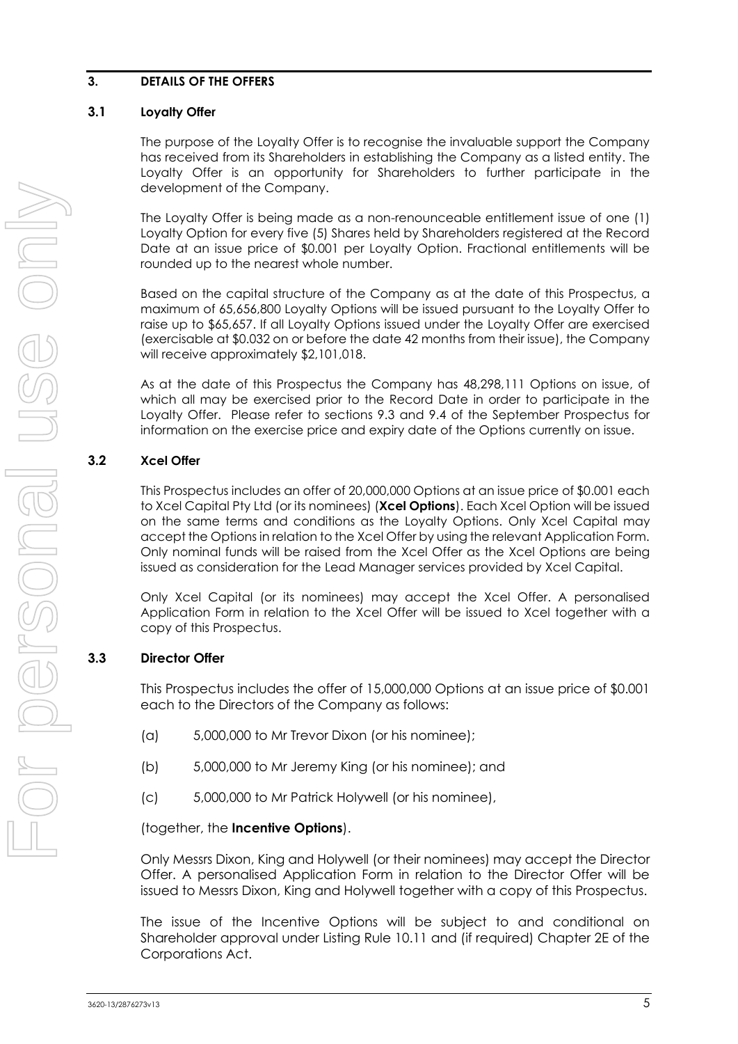## 3. DETAILS OF THE OFFERS

### 3.1 Loyalty Offer

The purpose of the Loyalty Offer is to recognise the invaluable support the Company has received from its Shareholders in establishing the Company as a listed entity. The Loyalty Offer is an opportunity for Shareholders to further participate in the development of the Company.

The Loyalty Offer is being made as a non-renounceable entitlement issue of one (1) Loyalty Option for every five (5) Shares held by Shareholders registered at the Record Date at an issue price of $0.001 per Loyalty Option. Fractional entitlements will be rounded up to the nearest whole number.

Based on the capital structure of the Company as at the date of this Prospectus, a maximum of 65,656,800 Loyalty Options will be issued pursuant to the Loyalty Offer to raise up to $65,657. If all Loyalty Options issued under the Loyalty Offer are exercised (exercisable at $0.032 on or before the date 42 months from their issue), the Company will receive approximately $2,101,018.

As at the date of this Prospectus the Company has 48,298,111 Options on issue, of which all may be exercised prior to the Record Date in order to participate in the Loyalty Offer. Please refer to sections 9.3 and 9.4 of the September Prospectus for information on the exercise price and expiry date of the Options currently on issue.

### 3.2 Xcel Offer

This Prospectus includes an offer of 20,000,000 Options at an issue price of $0.001 each to Xcel Capital Pty Ltd (or its nominees) (**Xcel Options**). Each Xcel Option will be issued on the same terms and conditions as the Loyalty Options. Only Xcel Capital may accept the Options in relation to the Xcel Offer by using the relevant Application Form. Only nominal funds will be raised from the Xcel Offer as the Xcel Options are being issued as consideration for the Lead Manager services provided by Xcel Capital.

Only Xcel Capital (or its nominees) may accept the Xcel Offer. A personalised Application Form in relation to the Xcel Offer will be issued to Xcel together with a copy of this Prospectus.

### 3.3 Director Offer

This Prospectus includes the offer of 15,000,000 Options at an issue price of $0.001 each to the Directors of the Company as follows:

(a) 5,000,000 to Mr Trevor Dixon (or his nominee);

(b) 5,000,000 to Mr Jeremy King (or his nominee); and

(c) 5,000,000 to Mr Patrick Holywell (or his nominee),

(together, the **Incentive Options**).

Only Messrs Dixon, King and Holywell (or their nominees) may accept the Director Offer. A personalised Application Form in relation to the Director Offer will be issued to Messrs Dixon, King and Holywell together with a copy of this Prospectus.

The issue of the Incentive Options will be subject to and conditional on Shareholder approval under Listing Rule 10.11 and (if required) Chapter 2E of the Corporations Act.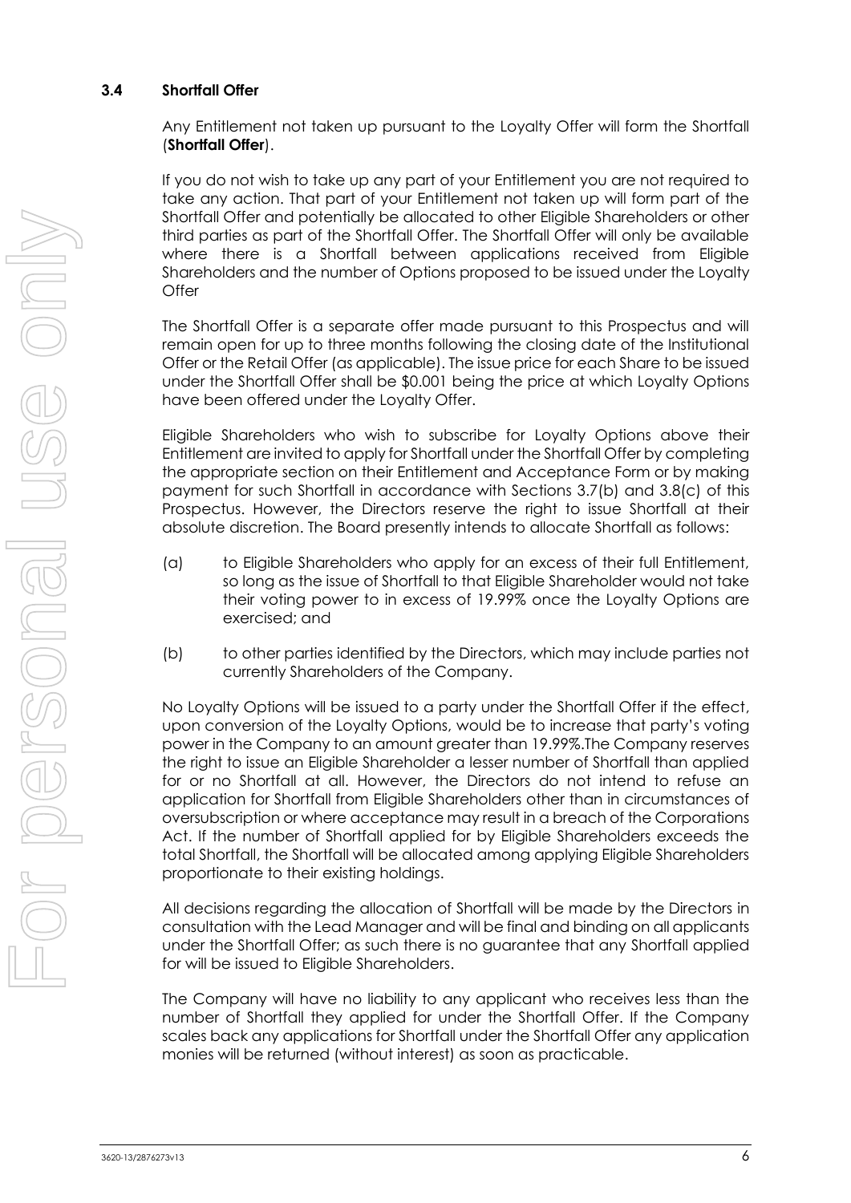### 3.4 Shortfall Offer

Any Entitlement not taken up pursuant to the Loyalty Offer will form the Shortfall (**Shortfall Offer**).

If you do not wish to take up any part of your Entitlement you are not required to take any action. That part of your Entitlement not taken up will form part of the Shortfall Offer and potentially be allocated to other Eligible Shareholders or other third parties as part of the Shortfall Offer. The Shortfall Offer will only be available where there is a Shortfall between applications received from Eligible Shareholders and the number of Options proposed to be issued under the Loyalty Offer

The Shortfall Offer is a separate offer made pursuant to this Prospectus and will remain open for up to three months following the closing date of the Institutional Offer or the Retail Offer (as applicable). The issue price for each Share to be issued under the Shortfall Offer shall be $0.001 being the price at which Loyalty Options have been offered under the Loyalty Offer.

Eligible Shareholders who wish to subscribe for Loyalty Options above their Entitlement are invited to apply for Shortfall under the Shortfall Offer by completing the appropriate section on their Entitlement and Acceptance Form or by making payment for such Shortfall in accordance with Sections 3.7(b) and 3.8(c) of this Prospectus. However, the Directors reserve the right to issue Shortfall at their absolute discretion. The Board presently intends to allocate Shortfall as follows:

(a) to Eligible Shareholders who apply for an excess of their full Entitlement, so long as the issue of Shortfall to that Eligible Shareholder would not take their voting power to in excess of 19.99% once the Loyalty Options are exercised; and

(b) to other parties identified by the Directors, which may include parties not currently Shareholders of the Company.

No Loyalty Options will be issued to a party under the Shortfall Offer if the effect, upon conversion of the Loyalty Options, would be to increase that party's voting power in the Company to an amount greater than 19.99%.The Company reserves the right to issue an Eligible Shareholder a lesser number of Shortfall than applied for or no Shortfall at all. However, the Directors do not intend to refuse an application for Shortfall from Eligible Shareholders other than in circumstances of oversubscription or where acceptance may result in a breach of the Corporations Act. If the number of Shortfall applied for by Eligible Shareholders exceeds the total Shortfall, the Shortfall will be allocated among applying Eligible Shareholders proportionate to their existing holdings.

All decisions regarding the allocation of Shortfall will be made by the Directors in consultation with the Lead Manager and will be final and binding on all applicants under the Shortfall Offer; as such there is no guarantee that any Shortfall applied for will be issued to Eligible Shareholders.

The Company will have no liability to any applicant who receives less than the number of Shortfall they applied for under the Shortfall Offer. If the Company scales back any applications for Shortfall under the Shortfall Offer any application monies will be returned (without interest) as soon as practicable.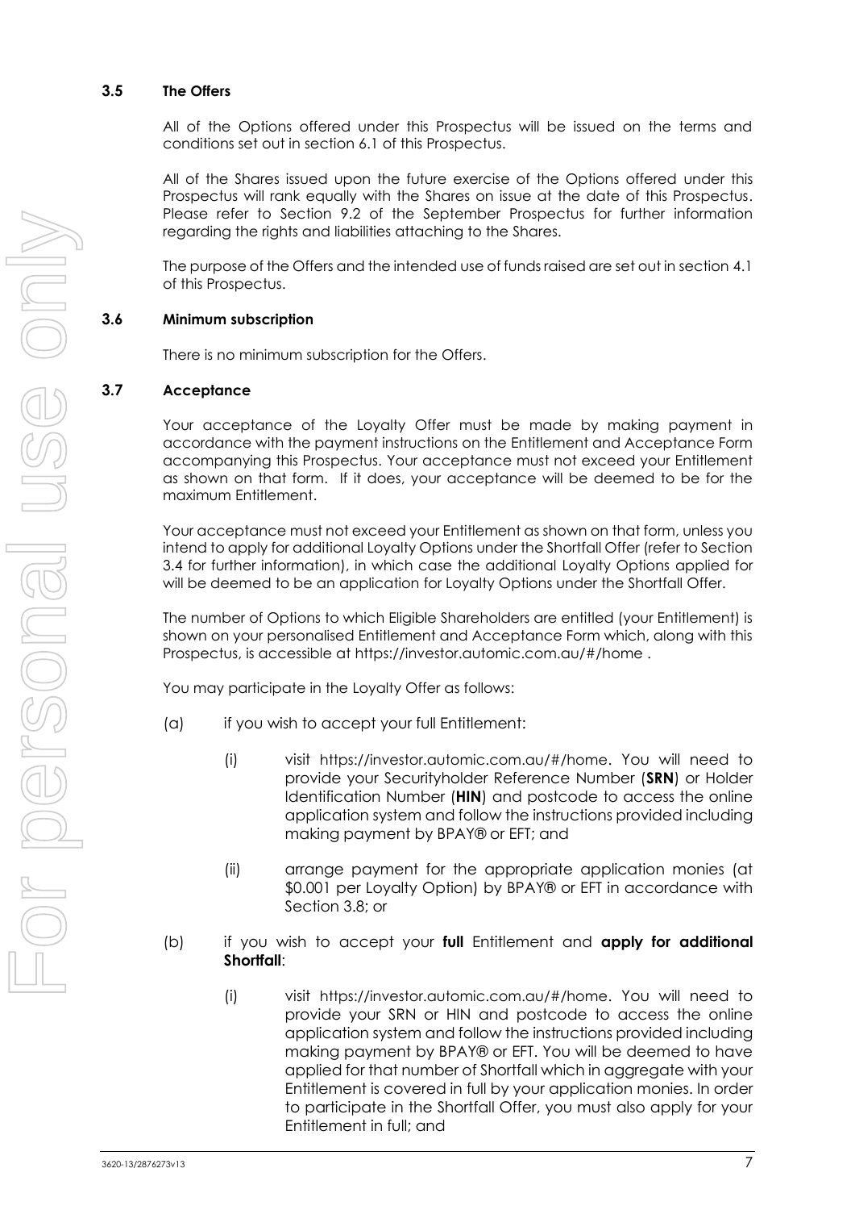### 3.5 The Offers

All of the Options offered under this Prospectus will be issued on the terms and conditions set out in section 6.1 of this Prospectus.

All of the Shares issued upon the future exercise of the Options offered under this Prospectus will rank equally with the Shares on issue at the date of this Prospectus. Please refer to Section 9.2 of the September Prospectus for further information regarding the rights and liabilities attaching to the Shares.

The purpose of the Offers and the intended use of funds raised are set out in section 4.1 of this Prospectus.

### 3.6 Minimum subscription

There is no minimum subscription for the Offers.

### 3.7 Acceptance

Your acceptance of the Loyalty Offer must be made by making payment in accordance with the payment instructions on the Entitlement and Acceptance Form accompanying this Prospectus. Your acceptance must not exceed your Entitlement as shown on that form. If it does, your acceptance will be deemed to be for the maximum Entitlement.

Your acceptance must not exceed your Entitlement as shown on that form, unless you intend to apply for additional Loyalty Options under the Shortfall Offer (refer to Section 3.4 for further information), in which case the additional Loyalty Options applied for will be deemed to be an application for Loyalty Options under the Shortfall Offer.

The number of Options to which Eligible Shareholders are entitled (your Entitlement) is shown on your personalised Entitlement and Acceptance Form which, along with this Prospectus, is accessible at https://investor.automic.com.au/#/home .

You may participate in the Loyalty Offer as follows:

(a) if you wish to accept your full Entitlement:

   (i) visit https://investor.automic.com.au/#/home. You will need to provide your Securityholder Reference Number (**SRN**) or Holder Identification Number (**HIN**) and postcode to access the online application system and follow the instructions provided including making payment by BPAY® or EFT; and

   (ii) arrange payment for the appropriate application monies (at $0.001 per Loyalty Option) by BPAY® or EFT in accordance with Section 3.8; or

(b) if you wish to accept your **full** Entitlement and **apply for additional Shortfall**:

   (i) visit https://investor.automic.com.au/#/home. You will need to provide your SRN or HIN and postcode to access the online application system and follow the instructions provided including making payment by BPAY® or EFT. You will be deemed to have applied for that number of Shortfall which in aggregate with your Entitlement is covered in full by your application monies. In order to participate in the Shortfall Offer, you must also apply for your Entitlement in full; and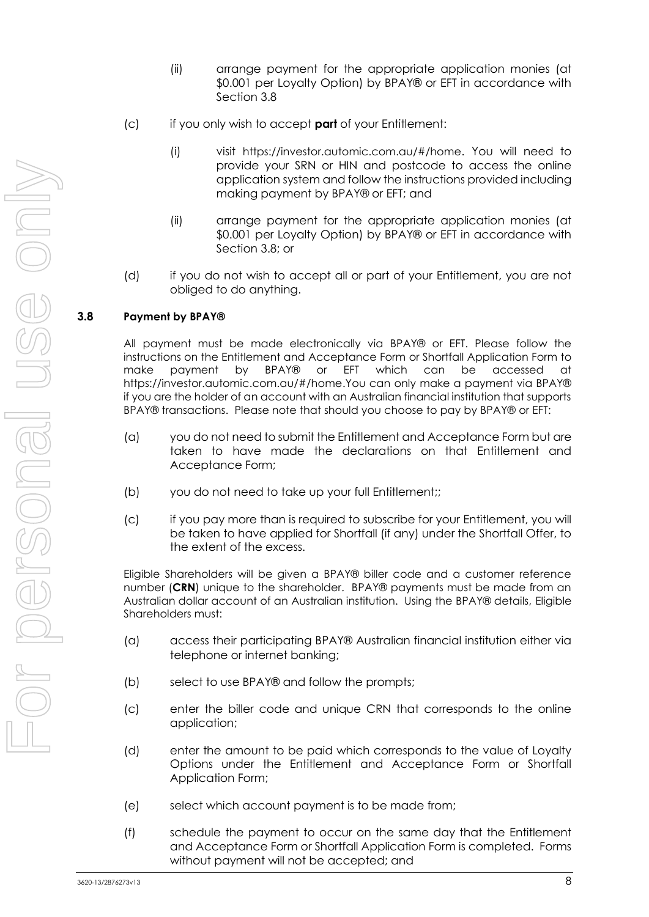(ii) arrange payment for the appropriate application monies (at $0.001 per Loyalty Option) by BPAY® or EFT in accordance with Section 3.8

(c) if you only wish to accept **part** of your Entitlement:

(i) visit https://investor.automic.com.au/#/home. You will need to provide your SRN or HIN and postcode to access the online application system and follow the instructions provided including making payment by BPAY® or EFT; and

(ii) arrange payment for the appropriate application monies (at $0.001 per Loyalty Option) by BPAY® or EFT in accordance with Section 3.8; or

(d) if you do not wish to accept all or part of your Entitlement, you are not obliged to do anything.

### 3.8 Payment by BPAY®

All payment must be made electronically via BPAY® or EFT. Please follow the instructions on the Entitlement and Acceptance Form or Shortfall Application Form to make payment by BPAY® or EFT which can be accessed at https://investor.automic.com.au/#/home.You can only make a payment via BPAY® if you are the holder of an account with an Australian financial institution that supports BPAY® transactions. Please note that should you choose to pay by BPAY® or EFT:

(a) you do not need to submit the Entitlement and Acceptance Form but are taken to have made the declarations on that Entitlement and Acceptance Form;

(b) you do not need to take up your full Entitlement;;

(c) if you pay more than is required to subscribe for your Entitlement, you will be taken to have applied for Shortfall (if any) under the Shortfall Offer, to the extent of the excess.

Eligible Shareholders will be given a BPAY® biller code and a customer reference number (**CRN**) unique to the shareholder. BPAY® payments must be made from an Australian dollar account of an Australian institution. Using the BPAY® details, Eligible Shareholders must:

(a) access their participating BPAY® Australian financial institution either via telephone or internet banking;

(b) select to use BPAY® and follow the prompts;

(c) enter the biller code and unique CRN that corresponds to the online application;

(d) enter the amount to be paid which corresponds to the value of Loyalty Options under the Entitlement and Acceptance Form or Shortfall Application Form;

(e) select which account payment is to be made from;

(f) schedule the payment to occur on the same day that the Entitlement and Acceptance Form or Shortfall Application Form is completed. Forms without payment will not be accepted; and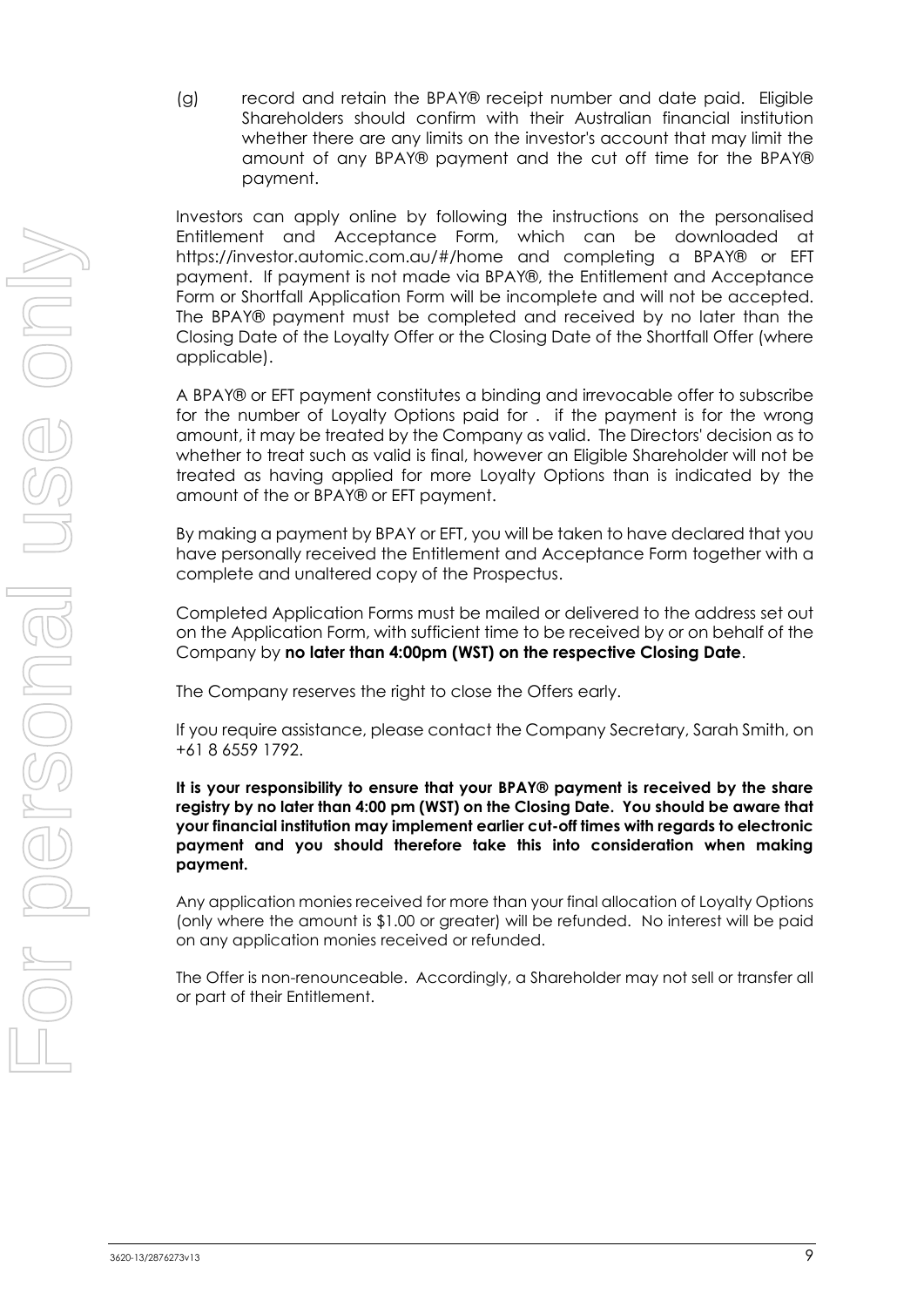(g) record and retain the BPAY® receipt number and date paid. Eligible Shareholders should confirm with their Australian financial institution whether there are any limits on the investor's account that may limit the amount of any BPAY® payment and the cut off time for the BPAY® payment.

Investors can apply online by following the instructions on the personalised Entitlement and Acceptance Form, which can be downloaded at https://investor.automic.com.au/#/home and completing a BPAY® or EFT payment. If payment is not made via BPAY®, the Entitlement and Acceptance Form or Shortfall Application Form will be incomplete and will not be accepted. The BPAY® payment must be completed and received by no later than the Closing Date of the Loyalty Offer or the Closing Date of the Shortfall Offer (where applicable).

A BPAY® or EFT payment constitutes a binding and irrevocable offer to subscribe for the number of Loyalty Options paid for . if the payment is for the wrong amount, it may be treated by the Company as valid. The Directors' decision as to whether to treat such as valid is final, however an Eligible Shareholder will not be treated as having applied for more Loyalty Options than is indicated by the amount of the or BPAY® or EFT payment.

By making a payment by BPAY or EFT, you will be taken to have declared that you have personally received the Entitlement and Acceptance Form together with a complete and unaltered copy of the Prospectus.

Completed Application Forms must be mailed or delivered to the address set out on the Application Form, with sufficient time to be received by or on behalf of the Company by **no later than 4:00pm (WST) on the respective Closing Date**.

The Company reserves the right to close the Offers early.

If you require assistance, please contact the Company Secretary, Sarah Smith, on +61 8 6559 1792.

**It is your responsibility to ensure that your BPAY® payment is received by the share registry by no later than 4:00 pm (WST) on the Closing Date. You should be aware that your financial institution may implement earlier cut-off times with regards to electronic payment and you should therefore take this into consideration when making payment.**

Any application monies received for more than your final allocation of Loyalty Options (only where the amount is $1.00 or greater) will be refunded. No interest will be paid on any application monies received or refunded.

The Offer is non-renounceable. Accordingly, a Shareholder may not sell or transfer all or part of their Entitlement.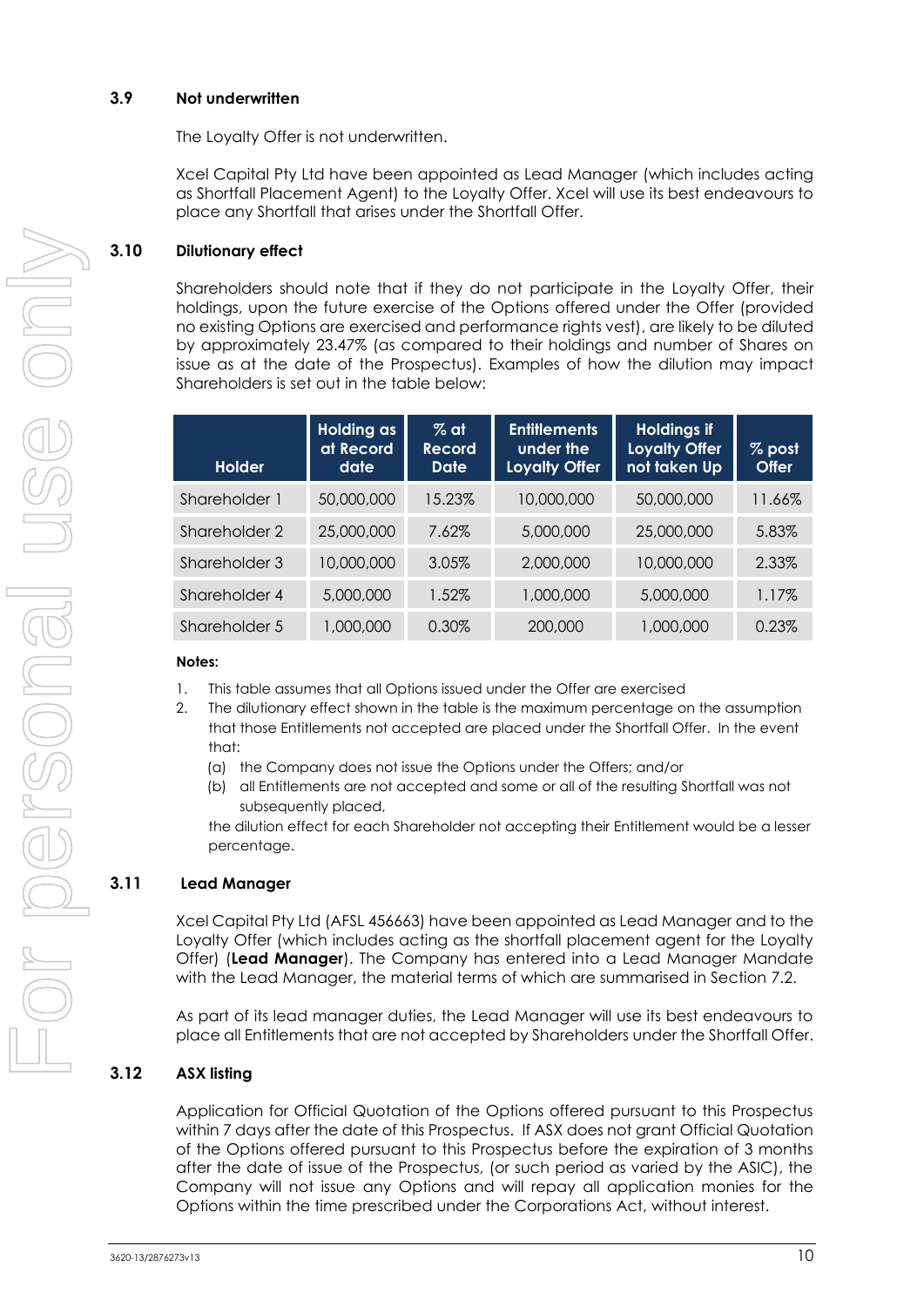### 3.9 Not underwritten

The Loyalty Offer is not underwritten.

Xcel Capital Pty Ltd have been appointed as Lead Manager (which includes acting as Shortfall Placement Agent) to the Loyalty Offer. Xcel will use its best endeavours to place any Shortfall that arises under the Shortfall Offer.

### 3.10 Dilutionary effect

Shareholders should note that if they do not participate in the Loyalty Offer, their holdings, upon the future exercise of the Options offered under the Offer (provided no existing Options are exercised and performance rights vest), are likely to be diluted by approximately 23.47% (as compared to their holdings and number of Shares on issue as at the date of the Prospectus). Examples of how the dilution may impact Shareholders is set out in the table below:

| Holder | Holding as at Record date | % at Record Date | Entitlements under the Loyalty Offer | Holdings if Loyalty Offer not taken Up | % post Offer |
|---|---|---|---|---|---|
| Shareholder 1 | 50,000,000 | 15.23% | 10,000,000 | 50,000,000 | 11.66% |
| Shareholder 2 | 25,000,000 | 7.62% | 5,000,000 | 25,000,000 | 5.83% |
| Shareholder 3 | 10,000,000 | 3.05% | 2,000,000 | 10,000,000 | 2.33% |
| Shareholder 4 | 5,000,000 | 1.52% | 1,000,000 | 5,000,000 | 1.17% |
| Shareholder 5 | 1,000,000 | 0.30% | 200,000 | 1,000,000 | 0.23% |

**Notes:**

1. This table assumes that all Options issued under the Offer are exercised
2. The dilutionary effect shown in the table is the maximum percentage on the assumption that those Entitlements not accepted are placed under the Shortfall Offer. In the event that:
   (a) the Company does not issue the Options under the Offers; and/or
   (b) all Entitlements are not accepted and some or all of the resulting Shortfall was not subsequently placed,

   the dilution effect for each Shareholder not accepting their Entitlement would be a lesser percentage.

### 3.11 Lead Manager

Xcel Capital Pty Ltd (AFSL 456663) have been appointed as Lead Manager and to the Loyalty Offer (which includes acting as the shortfall placement agent for the Loyalty Offer) (**Lead Manager**). The Company has entered into a Lead Manager Mandate with the Lead Manager, the material terms of which are summarised in Section 7.2.

As part of its lead manager duties, the Lead Manager will use its best endeavours to place all Entitlements that are not accepted by Shareholders under the Shortfall Offer.

### 3.12 ASX listing

Application for Official Quotation of the Options offered pursuant to this Prospectus within 7 days after the date of this Prospectus. If ASX does not grant Official Quotation of the Options offered pursuant to this Prospectus before the expiration of 3 months after the date of issue of the Prospectus, (or such period as varied by the ASIC), the Company will not issue any Options and will repay all application monies for the Options within the time prescribed under the Corporations Act, without interest.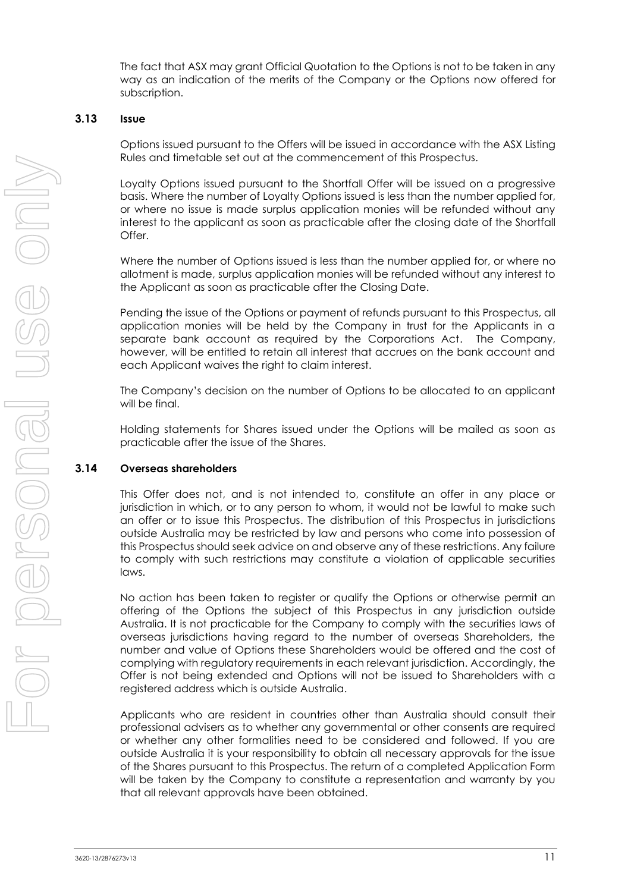The fact that ASX may grant Official Quotation to the Options is not to be taken in any way as an indication of the merits of the Company or the Options now offered for subscription.

### 3.13 Issue

Options issued pursuant to the Offers will be issued in accordance with the ASX Listing Rules and timetable set out at the commencement of this Prospectus.

Loyalty Options issued pursuant to the Shortfall Offer will be issued on a progressive basis. Where the number of Loyalty Options issued is less than the number applied for, or where no issue is made surplus application monies will be refunded without any interest to the applicant as soon as practicable after the closing date of the Shortfall Offer.

Where the number of Options issued is less than the number applied for, or where no allotment is made, surplus application monies will be refunded without any interest to the Applicant as soon as practicable after the Closing Date.

Pending the issue of the Options or payment of refunds pursuant to this Prospectus, all application monies will be held by the Company in trust for the Applicants in a separate bank account as required by the Corporations Act. The Company, however, will be entitled to retain all interest that accrues on the bank account and each Applicant waives the right to claim interest.

The Company's decision on the number of Options to be allocated to an applicant will be final.

Holding statements for Shares issued under the Options will be mailed as soon as practicable after the issue of the Shares.

### 3.14 Overseas shareholders

This Offer does not, and is not intended to, constitute an offer in any place or jurisdiction in which, or to any person to whom, it would not be lawful to make such an offer or to issue this Prospectus. The distribution of this Prospectus in jurisdictions outside Australia may be restricted by law and persons who come into possession of this Prospectus should seek advice on and observe any of these restrictions. Any failure to comply with such restrictions may constitute a violation of applicable securities laws.

No action has been taken to register or qualify the Options or otherwise permit an offering of the Options the subject of this Prospectus in any jurisdiction outside Australia. It is not practicable for the Company to comply with the securities laws of overseas jurisdictions having regard to the number of overseas Shareholders, the number and value of Options these Shareholders would be offered and the cost of complying with regulatory requirements in each relevant jurisdiction. Accordingly, the Offer is not being extended and Options will not be issued to Shareholders with a registered address which is outside Australia.

Applicants who are resident in countries other than Australia should consult their professional advisers as to whether any governmental or other consents are required or whether any other formalities need to be considered and followed. If you are outside Australia it is your responsibility to obtain all necessary approvals for the issue of the Shares pursuant to this Prospectus. The return of a completed Application Form will be taken by the Company to constitute a representation and warranty by you that all relevant approvals have been obtained.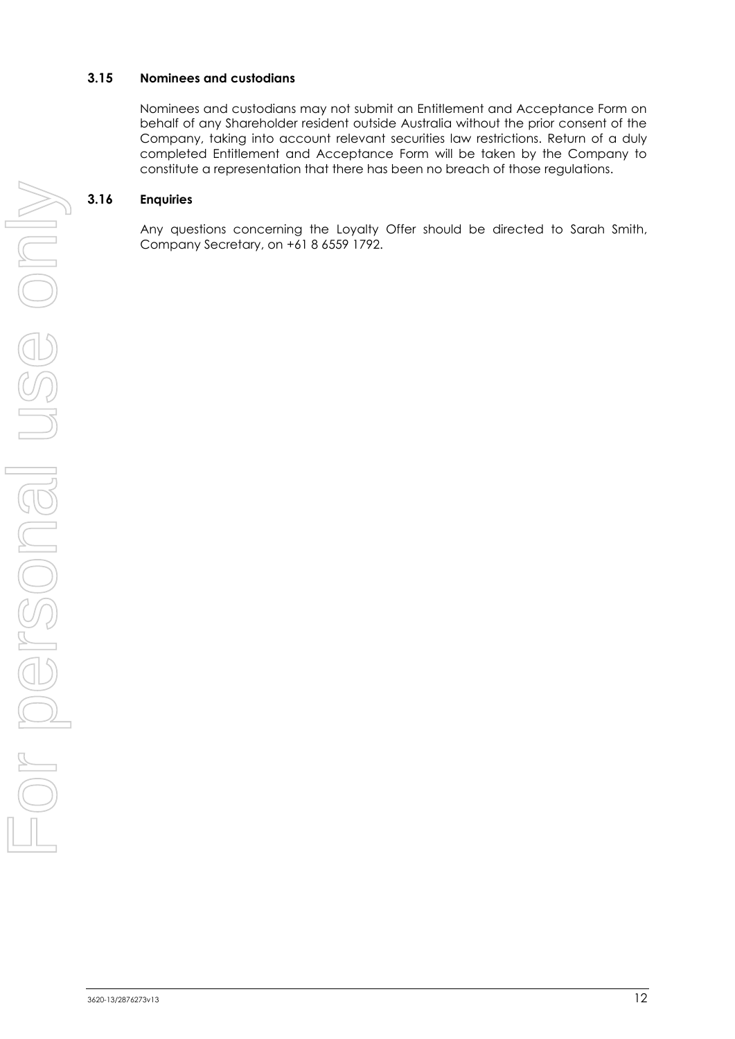### 3.15 Nominees and custodians

Nominees and custodians may not submit an Entitlement and Acceptance Form on behalf of any Shareholder resident outside Australia without the prior consent of the Company, taking into account relevant securities law restrictions. Return of a duly completed Entitlement and Acceptance Form will be taken by the Company to constitute a representation that there has been no breach of those regulations.

### 3.16 Enquiries

Any questions concerning the Loyalty Offer should be directed to Sarah Smith, Company Secretary, on +61 8 6559 1792.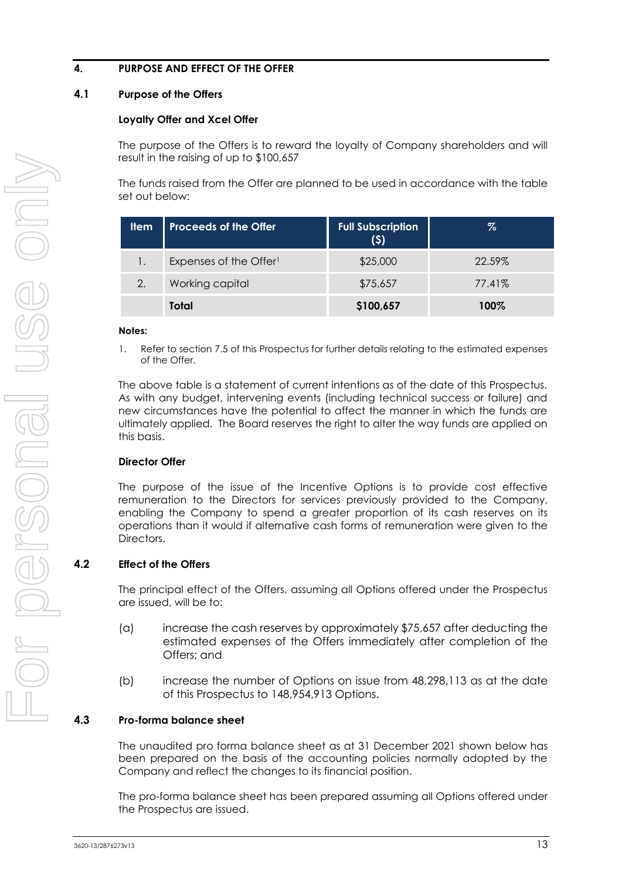## 4. PURPOSE AND EFFECT OF THE OFFER

### 4.1 Purpose of the Offers

**Loyalty Offer and Xcel Offer**

The purpose of the Offers is to reward the loyalty of Company shareholders and will result in the raising of up to $100,657

The funds raised from the Offer are planned to be used in accordance with the table set out below:

| Item | Proceeds of the Offer | Full Subscription ($) | % |
|---|---|---|---|
| 1. | Expenses of the Offer[1] | $25,000 | 22.59% |
| 2. | Working capital | $75,657 | 77.41% |
| | **Total** | **$100,657** | **100%** |

**Notes:**

1. Refer to section 7.5 of this Prospectus for further details relating to the estimated expenses of the Offer.

The above table is a statement of current intentions as of the date of this Prospectus. As with any budget, intervening events (including technical success or failure) and new circumstances have the potential to affect the manner in which the funds are ultimately applied. The Board reserves the right to alter the way funds are applied on this basis.

**Director Offer**

The purpose of the issue of the Incentive Options is to provide cost effective remuneration to the Directors for services previously provided to the Company, enabling the Company to spend a greater proportion of its cash reserves on its operations than it would if alternative cash forms of remuneration were given to the Directors.

### 4.2 Effect of the Offers

The principal effect of the Offers, assuming all Options offered under the Prospectus are issued, will be to:

(a) increase the cash reserves by approximately $75,657 after deducting the estimated expenses of the Offers immediately after completion of the Offers; and

(b) increase the number of Options on issue from 48,298,113 as at the date of this Prospectus to 148,954,913 Options.

### 4.3 Pro-forma balance sheet

The unaudited pro forma balance sheet as at 31 December 2021 shown below has been prepared on the basis of the accounting policies normally adopted by the Company and reflect the changes to its financial position.

The pro-forma balance sheet has been prepared assuming all Options offered under the Prospectus are issued.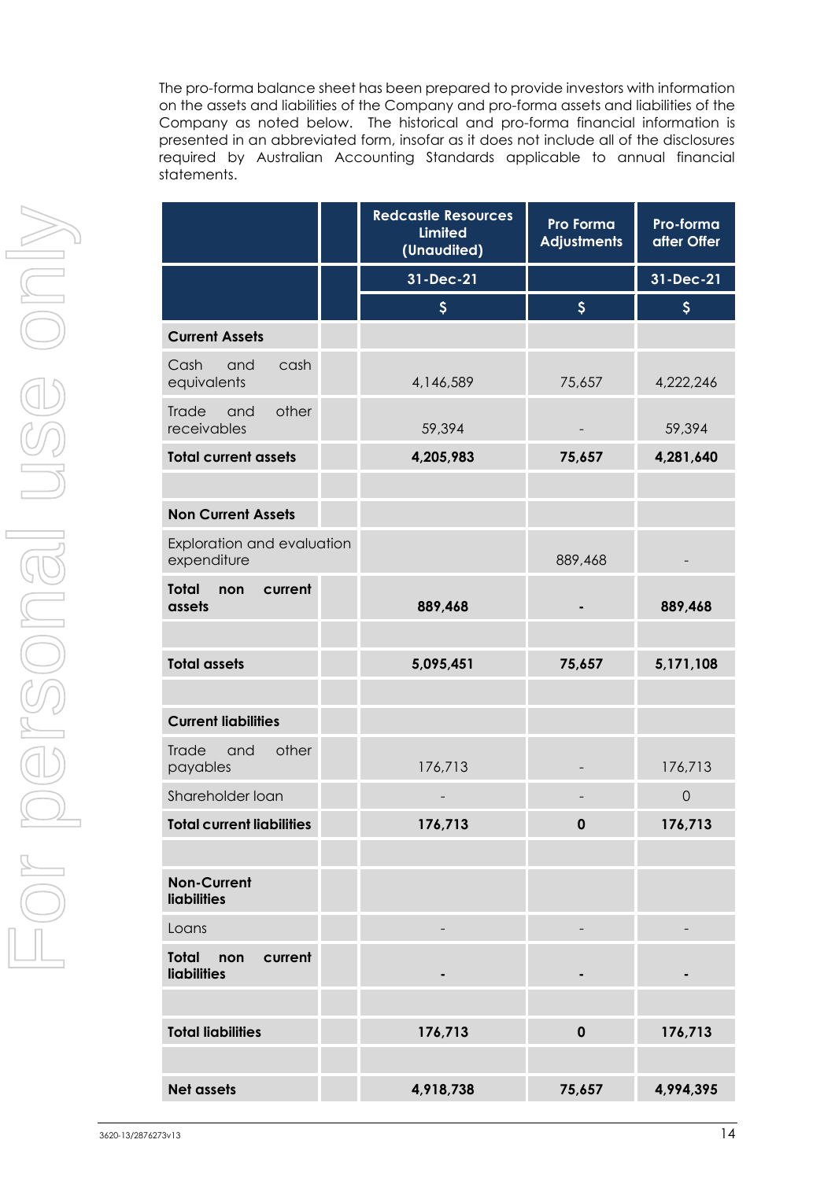The pro-forma balance sheet has been prepared to provide investors with information on the assets and liabilities of the Company and pro-forma assets and liabilities of the Company as noted below. The historical and pro-forma financial information is presented in an abbreviated form, insofar as it does not include all of the disclosures required by Australian Accounting Standards applicable to annual financial statements.

| | Redcastle Resources Limited (Unaudited) | Pro Forma Adjustments | Pro-forma after Offer |
|---|---|---|---|
| | 31-Dec-21 | | 31-Dec-21 |
| | $ | $ | $ |
| **Current Assets** | | | |
| Cash and cash equivalents | 4,146,589 | 75,657 | 4,222,246 |
| Trade and other receivables | 59,394 | - | 59,394 |
| **Total current assets** | **4,205,983** | **75,657** | **4,281,640** |
| | | | |
| **Non Current Assets** | | | |
| Exploration and evaluation expenditure | | 889,468 | - |
| **Total non current assets** | **889,468** | **-** | **889,468** |
| | | | |
| **Total assets** | **5,095,451** | **75,657** | **5,171,108** |
| | | | |
| **Current liabilities** | | | |
| Trade and other payables | 176,713 | - | 176,713 |
| Shareholder loan | - | - | 0 |
| **Total current liabilities** | **176,713** | **0** | **176,713** |
| | | | |
| **Non-Current liabilities** | | | |
| Loans | - | - | - |
| **Total non current liabilities** | **-** | **-** | **-** |
| | | | |
| **Total liabilities** | **176,713** | **0** | **176,713** |
| | | | |
| **Net assets** | **4,918,738** | **75,657** | **4,994,395** |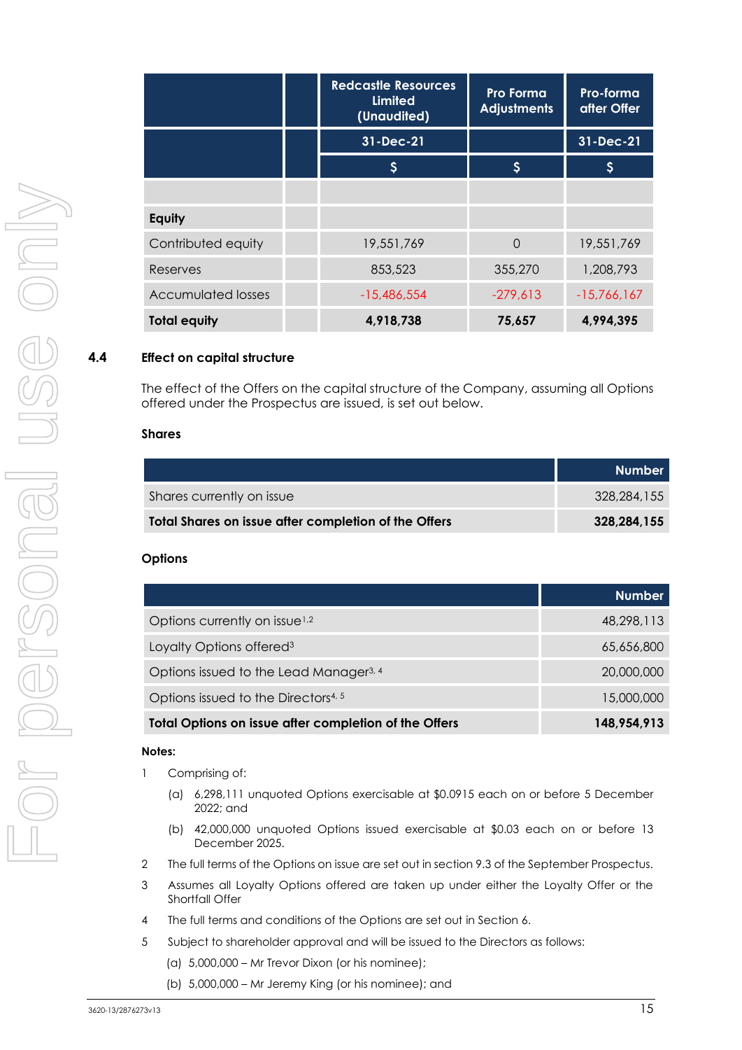| | | Redcastle Resources Limited (Unaudited) | Pro Forma Adjustments | Pro-forma after Offer |
|---|---|---|---|---|
| | | 31-Dec-21 | | 31-Dec-21 |
| | | $ | $ | $ |
| | | | | |
| **Equity** | | | | |
| Contributed equity | | 19,551,769 | 0 | 19,551,769 |
| Reserves | | 853,523 | 355,270 | 1,208,793 |
| Accumulated losses | | -15,486,554 | -279,613 | -15,766,167 |
| **Total equity** | | **4,918,738** | **75,657** | **4,994,395** |

## 4.4 Effect on capital structure

The effect of the Offers on the capital structure of the Company, assuming all Options offered under the Prospectus are issued, is set out below.

**Shares**

| | Number |
|---|---|
| Shares currently on issue | 328,284,155 |
| **Total Shares on issue after completion of the Offers** | **328,284,155** |

**Options**

| | Number |
|---|---|
| Options currently on issue[1,2] | 48,298,113 |
| Loyalty Options offered[3] | 65,656,800 |
| Options issued to the Lead Manager[3, 4] | 20,000,000 |
| Options issued to the Directors[4, 5] | 15,000,000 |
| **Total Options on issue after completion of the Offers** | **148,954,913** |

**Notes:**

1. Comprising of:
   (a) 6,298,111 unquoted Options exercisable at $0.0915 each on or before 5 December 2022; and
   (b) 42,000,000 unquoted Options issued exercisable at $0.03 each on or before 13 December 2025.
2. The full terms of the Options on issue are set out in section 9.3 of the September Prospectus.
3. Assumes all Loyalty Options offered are taken up under either the Loyalty Offer or the Shortfall Offer
4. The full terms and conditions of the Options are set out in Section 6.
5. Subject to shareholder approval and will be issued to the Directors as follows:
   (a) 5,000,000 – Mr Trevor Dixon (or his nominee);
   (b) 5,000,000 – Mr Jeremy King (or his nominee); and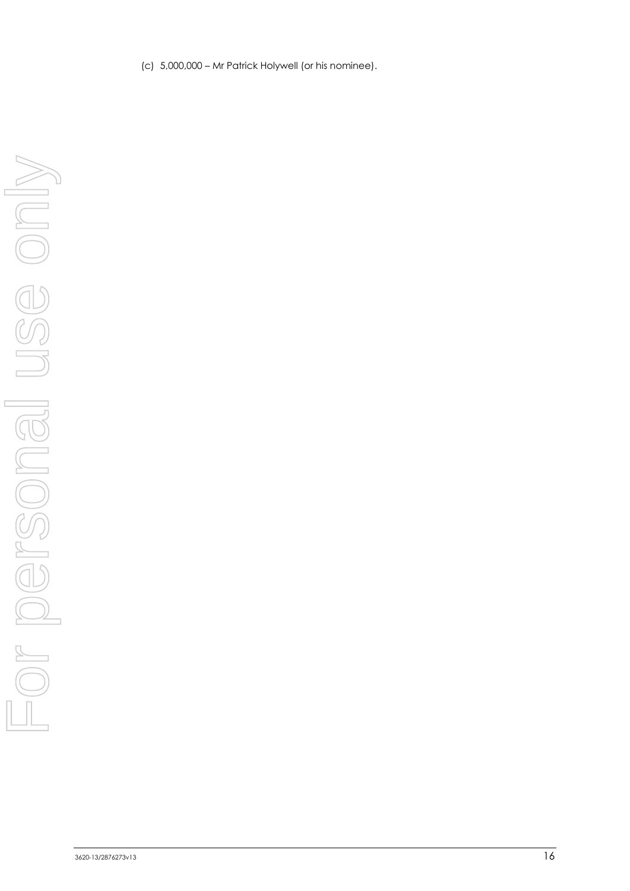(c) 5,000,000 – Mr Patrick Holywell (or his nominee).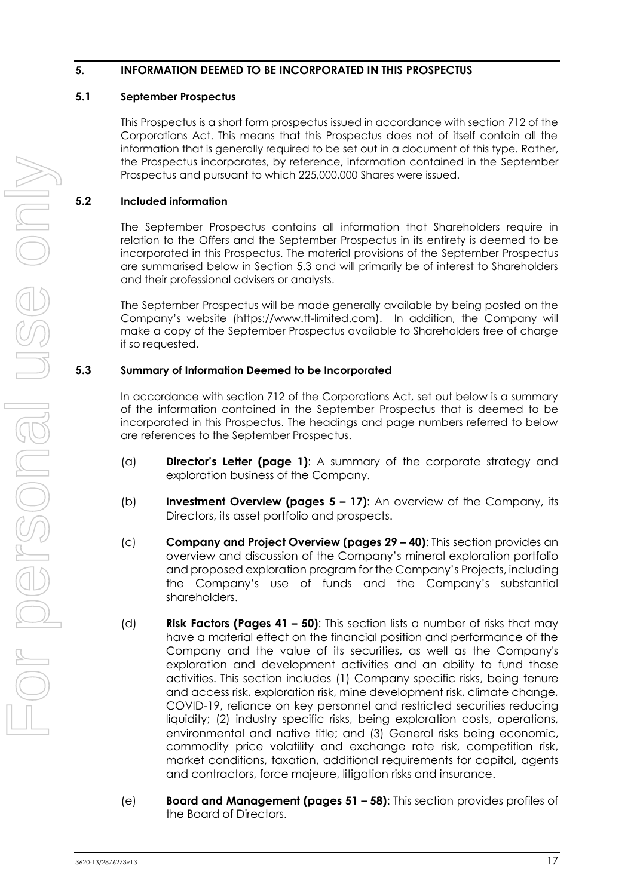## 5. INFORMATION DEEMED TO BE INCORPORATED IN THIS PROSPECTUS

### 5.1 September Prospectus

This Prospectus is a short form prospectus issued in accordance with section 712 of the Corporations Act. This means that this Prospectus does not of itself contain all the information that is generally required to be set out in a document of this type. Rather, the Prospectus incorporates, by reference, information contained in the September Prospectus and pursuant to which 225,000,000 Shares were issued.

### 5.2 Included information

The September Prospectus contains all information that Shareholders require in relation to the Offers and the September Prospectus in its entirety is deemed to be incorporated in this Prospectus. The material provisions of the September Prospectus are summarised below in Section 5.3 and will primarily be of interest to Shareholders and their professional advisers or analysts.

The September Prospectus will be made generally available by being posted on the Company's website (https://www.tt-limited.com). In addition, the Company will make a copy of the September Prospectus available to Shareholders free of charge if so requested.

### 5.3 Summary of Information Deemed to be Incorporated

In accordance with section 712 of the Corporations Act, set out below is a summary of the information contained in the September Prospectus that is deemed to be incorporated in this Prospectus. The headings and page numbers referred to below are references to the September Prospectus.

(a) **Director's Letter (page 1)**: A summary of the corporate strategy and exploration business of the Company.

(b) **Investment Overview (pages 5 – 17)**: An overview of the Company, its Directors, its asset portfolio and prospects.

(c) **Company and Project Overview (pages 29 – 40)**: This section provides an overview and discussion of the Company's mineral exploration portfolio and proposed exploration program for the Company's Projects, including the Company's use of funds and the Company's substantial shareholders.

(d) **Risk Factors (Pages 41 – 50)**: This section lists a number of risks that may have a material effect on the financial position and performance of the Company and the value of its securities, as well as the Company's exploration and development activities and an ability to fund those activities. This section includes (1) Company specific risks, being tenure and access risk, exploration risk, mine development risk, climate change, COVID-19, reliance on key personnel and restricted securities reducing liquidity; (2) industry specific risks, being exploration costs, operations, environmental and native title; and (3) General risks being economic, commodity price volatility and exchange rate risk, competition risk, market conditions, taxation, additional requirements for capital, agents and contractors, force majeure, litigation risks and insurance.

(e) **Board and Management (pages 51 – 58)**: This section provides profiles of the Board of Directors.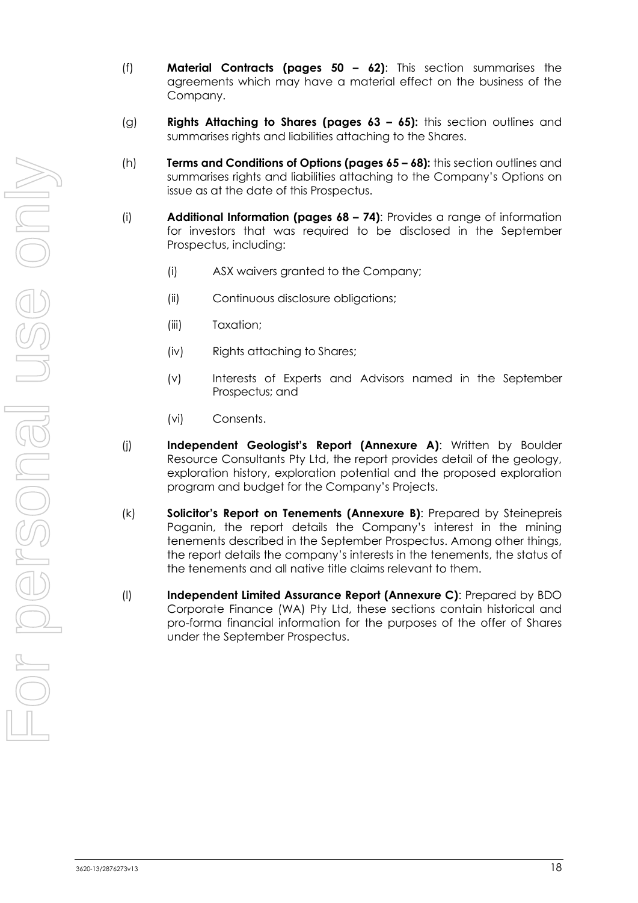(f) **Material Contracts (pages 50 – 62)**: This section summarises the agreements which may have a material effect on the business of the Company.

(g) **Rights Attaching to Shares (pages 63 – 65):** this section outlines and summarises rights and liabilities attaching to the Shares.

(h) **Terms and Conditions of Options (pages 65 – 68):** this section outlines and summarises rights and liabilities attaching to the Company's Options on issue as at the date of this Prospectus.

(i) **Additional Information (pages 68 – 74)**: Provides a range of information for investors that was required to be disclosed in the September Prospectus, including:

   (i) ASX waivers granted to the Company;

   (ii) Continuous disclosure obligations;

   (iii) Taxation;

   (iv) Rights attaching to Shares;

   (v) Interests of Experts and Advisors named in the September Prospectus; and

   (vi) Consents.

(j) **Independent Geologist's Report (Annexure A)**: Written by Boulder Resource Consultants Pty Ltd, the report provides detail of the geology, exploration history, exploration potential and the proposed exploration program and budget for the Company's Projects.

(k) **Solicitor's Report on Tenements (Annexure B)**: Prepared by Steinepreis Paganin, the report details the Company's interest in the mining tenements described in the September Prospectus. Among other things, the report details the company's interests in the tenements, the status of the tenements and all native title claims relevant to them.

(l) **Independent Limited Assurance Report (Annexure C)**: Prepared by BDO Corporate Finance (WA) Pty Ltd, these sections contain historical and pro-forma financial information for the purposes of the offer of Shares under the September Prospectus.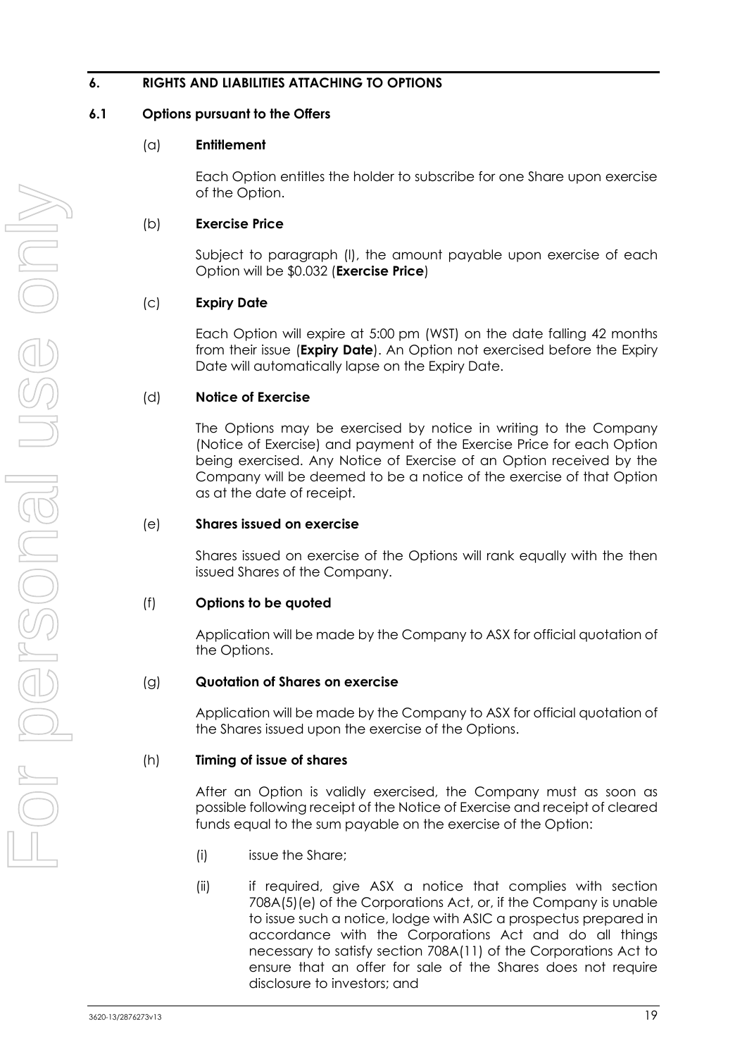## 6. RIGHTS AND LIABILITIES ATTACHING TO OPTIONS

### 6.1 Options pursuant to the Offers

(a) **Entitlement**

Each Option entitles the holder to subscribe for one Share upon exercise of the Option.

(b) **Exercise Price**

Subject to paragraph (l), the amount payable upon exercise of each Option will be $0.032 (**Exercise Price**)

(c) **Expiry Date**

Each Option will expire at 5:00 pm (WST) on the date falling 42 months from their issue (**Expiry Date**). An Option not exercised before the Expiry Date will automatically lapse on the Expiry Date.

(d) **Notice of Exercise**

The Options may be exercised by notice in writing to the Company (Notice of Exercise) and payment of the Exercise Price for each Option being exercised. Any Notice of Exercise of an Option received by the Company will be deemed to be a notice of the exercise of that Option as at the date of receipt.

(e) **Shares issued on exercise**

Shares issued on exercise of the Options will rank equally with the then issued Shares of the Company.

(f) **Options to be quoted**

Application will be made by the Company to ASX for official quotation of the Options.

(g) **Quotation of Shares on exercise**

Application will be made by the Company to ASX for official quotation of the Shares issued upon the exercise of the Options.

(h) **Timing of issue of shares**

After an Option is validly exercised, the Company must as soon as possible following receipt of the Notice of Exercise and receipt of cleared funds equal to the sum payable on the exercise of the Option:

(i) issue the Share;

(ii) if required, give ASX a notice that complies with section 708A(5)(e) of the Corporations Act, or, if the Company is unable to issue such a notice, lodge with ASIC a prospectus prepared in accordance with the Corporations Act and do all things necessary to satisfy section 708A(11) of the Corporations Act to ensure that an offer for sale of the Shares does not require disclosure to investors; and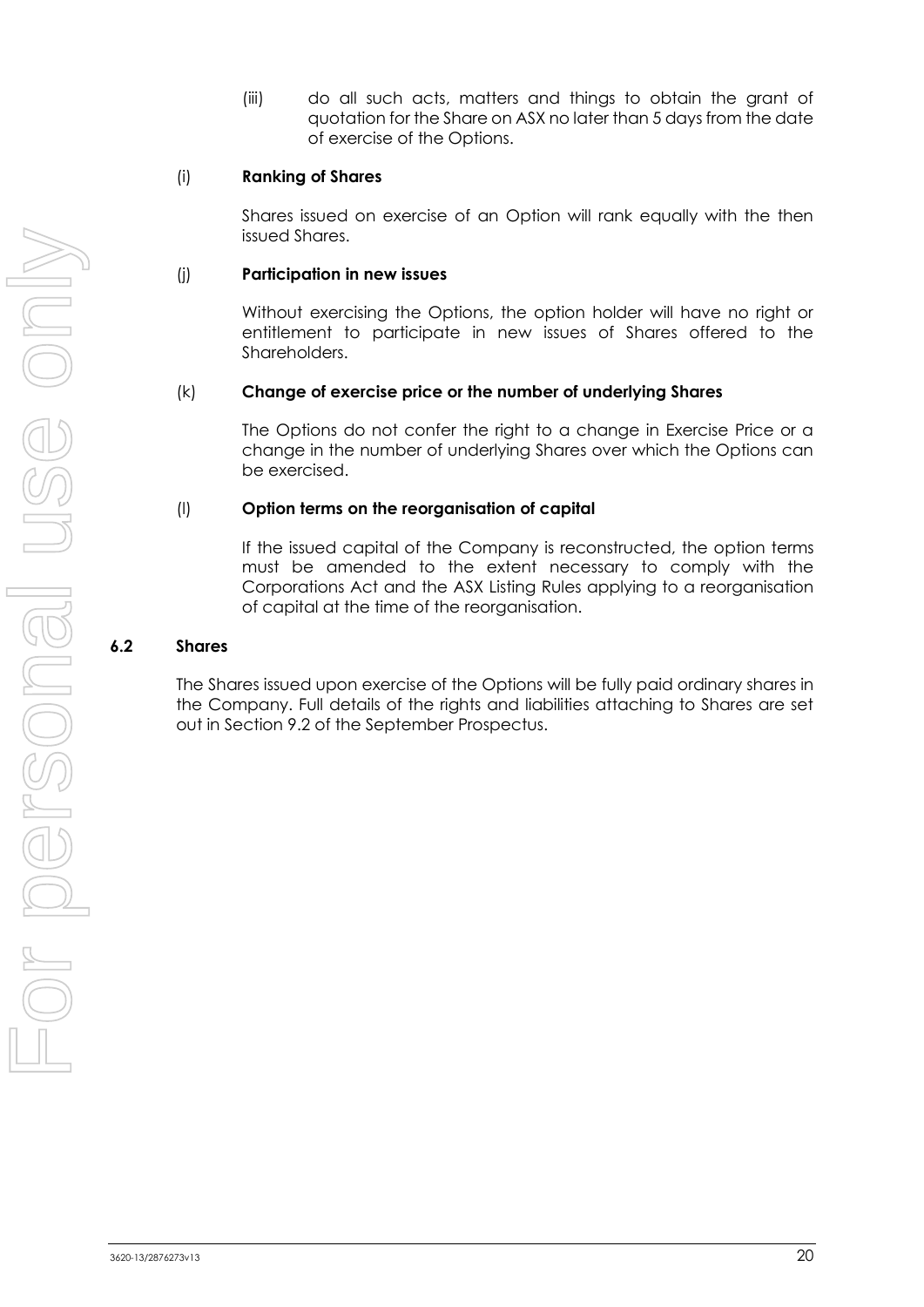(iii) do all such acts, matters and things to obtain the grant of quotation for the Share on ASX no later than 5 days from the date of exercise of the Options.

(i) **Ranking of Shares**

Shares issued on exercise of an Option will rank equally with the then issued Shares.

(j) **Participation in new issues**

Without exercising the Options, the option holder will have no right or entitlement to participate in new issues of Shares offered to the Shareholders.

(k) **Change of exercise price or the number of underlying Shares**

The Options do not confer the right to a change in Exercise Price or a change in the number of underlying Shares over which the Options can be exercised.

(l) **Option terms on the reorganisation of capital**

If the issued capital of the Company is reconstructed, the option terms must be amended to the extent necessary to comply with the Corporations Act and the ASX Listing Rules applying to a reorganisation of capital at the time of the reorganisation.

## 6.2 Shares

The Shares issued upon exercise of the Options will be fully paid ordinary shares in the Company. Full details of the rights and liabilities attaching to Shares are set out in Section 9.2 of the September Prospectus.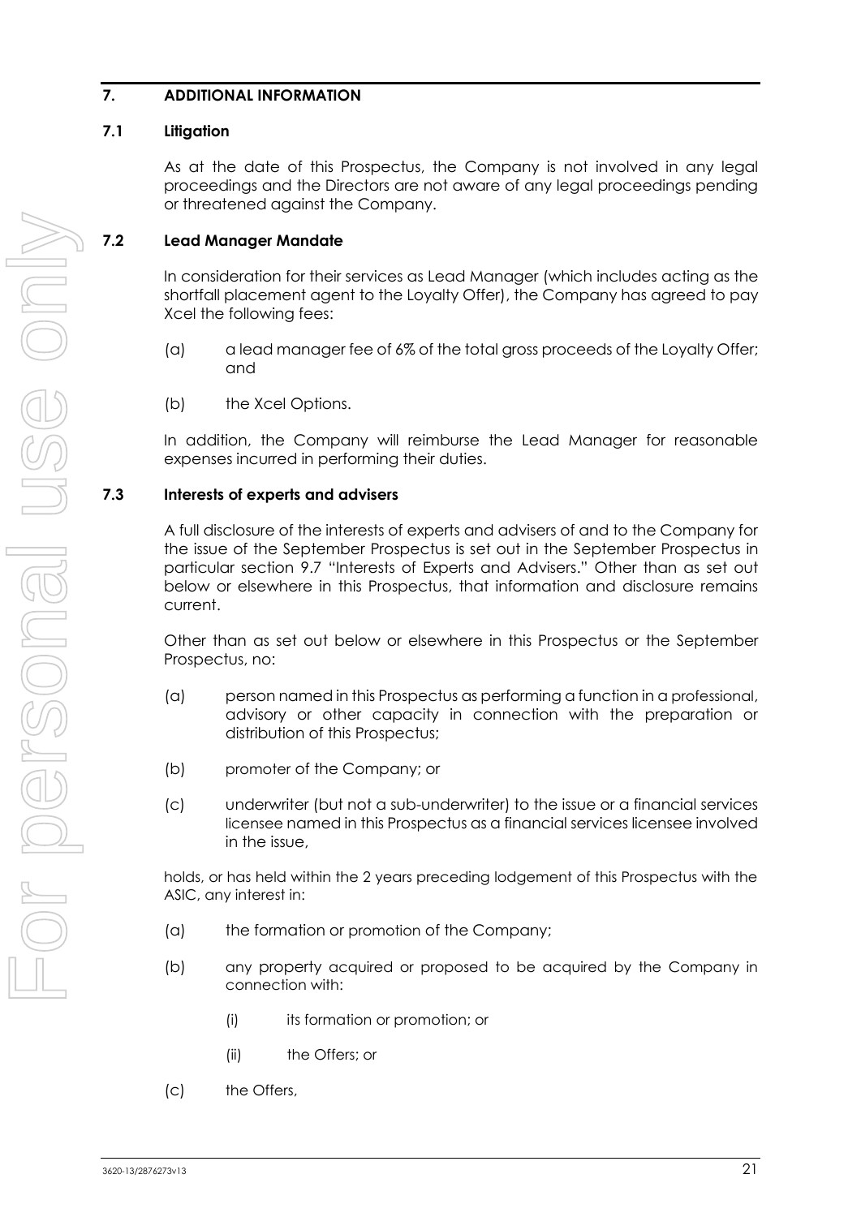## 7. ADDITIONAL INFORMATION

### 7.1 Litigation

As at the date of this Prospectus, the Company is not involved in any legal proceedings and the Directors are not aware of any legal proceedings pending or threatened against the Company.

### 7.2 Lead Manager Mandate

In consideration for their services as Lead Manager (which includes acting as the shortfall placement agent to the Loyalty Offer), the Company has agreed to pay Xcel the following fees:

(a) a lead manager fee of 6% of the total gross proceeds of the Loyalty Offer; and

(b) the Xcel Options.

In addition, the Company will reimburse the Lead Manager for reasonable expenses incurred in performing their duties.

### 7.3 Interests of experts and advisers

A full disclosure of the interests of experts and advisers of and to the Company for the issue of the September Prospectus is set out in the September Prospectus in particular section 9.7 "Interests of Experts and Advisers." Other than as set out below or elsewhere in this Prospectus, that information and disclosure remains current.

Other than as set out below or elsewhere in this Prospectus or the September Prospectus, no:

(a) person named in this Prospectus as performing a function in a professional, advisory or other capacity in connection with the preparation or distribution of this Prospectus;

(b) promoter of the Company; or

(c) underwriter (but not a sub-underwriter) to the issue or a financial services licensee named in this Prospectus as a financial services licensee involved in the issue,

holds, or has held within the 2 years preceding lodgement of this Prospectus with the ASIC, any interest in:

(a) the formation or promotion of the Company;

(b) any property acquired or proposed to be acquired by the Company in connection with:

 (i) its formation or promotion; or

 (ii) the Offers; or

(c) the Offers,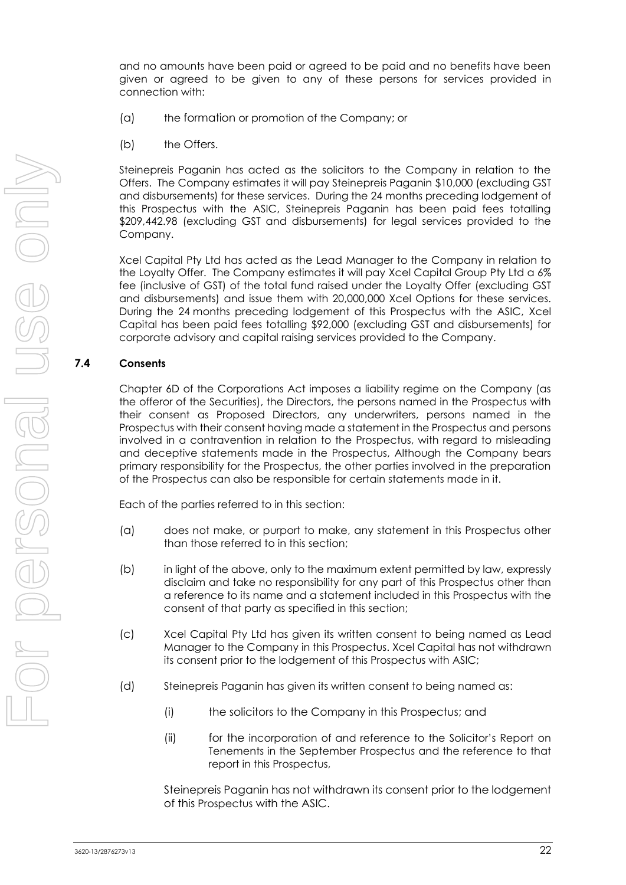and no amounts have been paid or agreed to be paid and no benefits have been given or agreed to be given to any of these persons for services provided in connection with:

(a) the formation or promotion of the Company; or

(b) the Offers.

Steinepreis Paganin has acted as the solicitors to the Company in relation to the Offers. The Company estimates it will pay Steinepreis Paganin $10,000 (excluding GST and disbursements) for these services. During the 24 months preceding lodgement of this Prospectus with the ASIC, Steinepreis Paganin has been paid fees totalling $209,442.98 (excluding GST and disbursements) for legal services provided to the Company.

Xcel Capital Pty Ltd has acted as the Lead Manager to the Company in relation to the Loyalty Offer. The Company estimates it will pay Xcel Capital Group Pty Ltd a 6% fee (inclusive of GST) of the total fund raised under the Loyalty Offer (excluding GST and disbursements) and issue them with 20,000,000 Xcel Options for these services. During the 24 months preceding lodgement of this Prospectus with the ASIC, Xcel Capital has been paid fees totalling $92,000 (excluding GST and disbursements) for corporate advisory and capital raising services provided to the Company.

## 7.4 Consents

Chapter 6D of the Corporations Act imposes a liability regime on the Company (as the offeror of the Securities), the Directors, the persons named in the Prospectus with their consent as Proposed Directors, any underwriters, persons named in the Prospectus with their consent having made a statement in the Prospectus and persons involved in a contravention in relation to the Prospectus, with regard to misleading and deceptive statements made in the Prospectus, Although the Company bears primary responsibility for the Prospectus, the other parties involved in the preparation of the Prospectus can also be responsible for certain statements made in it.

Each of the parties referred to in this section:

(a) does not make, or purport to make, any statement in this Prospectus other than those referred to in this section;

(b) in light of the above, only to the maximum extent permitted by law, expressly disclaim and take no responsibility for any part of this Prospectus other than a reference to its name and a statement included in this Prospectus with the consent of that party as specified in this section;

(c) Xcel Capital Pty Ltd has given its written consent to being named as Lead Manager to the Company in this Prospectus. Xcel Capital has not withdrawn its consent prior to the lodgement of this Prospectus with ASIC;

(d) Steinepreis Paganin has given its written consent to being named as:

   (i) the solicitors to the Company in this Prospectus; and

   (ii) for the incorporation of and reference to the Solicitor's Report on Tenements in the September Prospectus and the reference to that report in this Prospectus,

   Steinepreis Paganin has not withdrawn its consent prior to the lodgement of this Prospectus with the ASIC.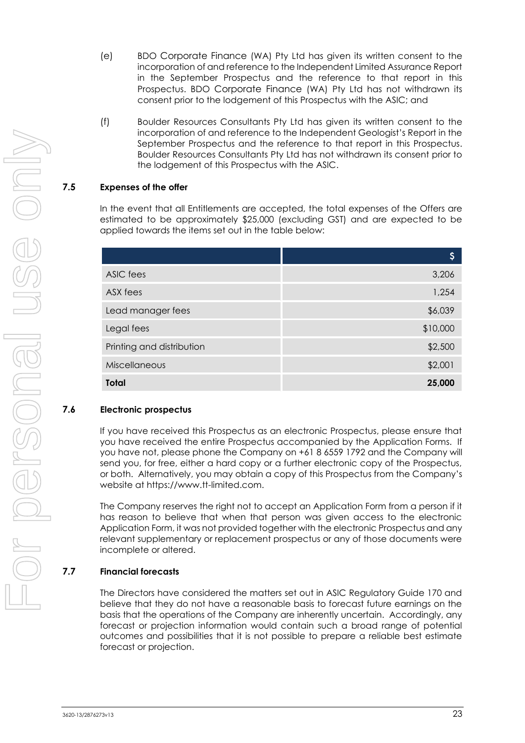(e) BDO Corporate Finance (WA) Pty Ltd has given its written consent to the incorporation of and reference to the Independent Limited Assurance Report in the September Prospectus and the reference to that report in this Prospectus. BDO Corporate Finance (WA) Pty Ltd has not withdrawn its consent prior to the lodgement of this Prospectus with the ASIC; and

(f) Boulder Resources Consultants Pty Ltd has given its written consent to the incorporation of and reference to the Independent Geologist's Report in the September Prospectus and the reference to that report in this Prospectus. Boulder Resources Consultants Pty Ltd has not withdrawn its consent prior to the lodgement of this Prospectus with the ASIC.

## 7.5 Expenses of the offer

In the event that all Entitlements are accepted, the total expenses of the Offers are estimated to be approximately $25,000 (excluding GST) and are expected to be applied towards the items set out in the table below:

| | $ |
|---|---:|
| ASIC fees | 3,206 |
| ASX fees | 1,254 |
| Lead manager fees | $6,039 |
| Legal fees | $10,000 |
| Printing and distribution | $2,500 |
| Miscellaneous | $2,001 |
| **Total** | **25,000** |

## 7.6 Electronic prospectus

If you have received this Prospectus as an electronic Prospectus, please ensure that you have received the entire Prospectus accompanied by the Application Forms. If you have not, please phone the Company on +61 8 6559 1792 and the Company will send you, for free, either a hard copy or a further electronic copy of the Prospectus, or both. Alternatively, you may obtain a copy of this Prospectus from the Company's website at https://www.tt-limited.com.

The Company reserves the right not to accept an Application Form from a person if it has reason to believe that when that person was given access to the electronic Application Form, it was not provided together with the electronic Prospectus and any relevant supplementary or replacement prospectus or any of those documents were incomplete or altered.

## 7.7 Financial forecasts

The Directors have considered the matters set out in ASIC Regulatory Guide 170 and believe that they do not have a reasonable basis to forecast future earnings on the basis that the operations of the Company are inherently uncertain. Accordingly, any forecast or projection information would contain such a broad range of potential outcomes and possibilities that it is not possible to prepare a reliable best estimate forecast or projection.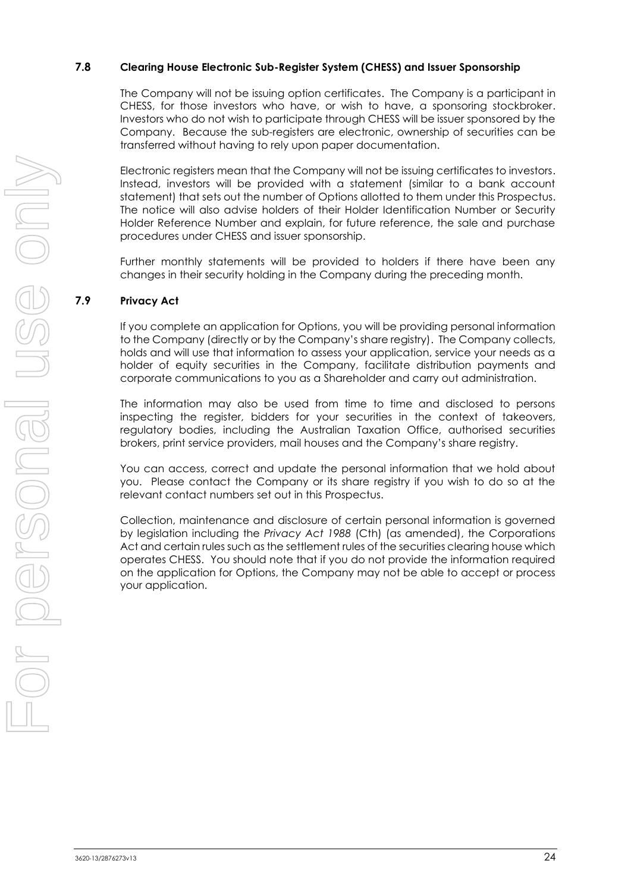## 7.8 Clearing House Electronic Sub-Register System (CHESS) and Issuer Sponsorship

The Company will not be issuing option certificates. The Company is a participant in CHESS, for those investors who have, or wish to have, a sponsoring stockbroker. Investors who do not wish to participate through CHESS will be issuer sponsored by the Company. Because the sub-registers are electronic, ownership of securities can be transferred without having to rely upon paper documentation.

Electronic registers mean that the Company will not be issuing certificates to investors. Instead, investors will be provided with a statement (similar to a bank account statement) that sets out the number of Options allotted to them under this Prospectus. The notice will also advise holders of their Holder Identification Number or Security Holder Reference Number and explain, for future reference, the sale and purchase procedures under CHESS and issuer sponsorship.

Further monthly statements will be provided to holders if there have been any changes in their security holding in the Company during the preceding month.

## 7.9 Privacy Act

If you complete an application for Options, you will be providing personal information to the Company (directly or by the Company's share registry). The Company collects, holds and will use that information to assess your application, service your needs as a holder of equity securities in the Company, facilitate distribution payments and corporate communications to you as a Shareholder and carry out administration.

The information may also be used from time to time and disclosed to persons inspecting the register, bidders for your securities in the context of takeovers, regulatory bodies, including the Australian Taxation Office, authorised securities brokers, print service providers, mail houses and the Company's share registry.

You can access, correct and update the personal information that we hold about you. Please contact the Company or its share registry if you wish to do so at the relevant contact numbers set out in this Prospectus.

Collection, maintenance and disclosure of certain personal information is governed by legislation including the *Privacy Act 1988* (Cth) (as amended), the Corporations Act and certain rules such as the settlement rules of the securities clearing house which operates CHESS. You should note that if you do not provide the information required on the application for Options, the Company may not be able to accept or process your application.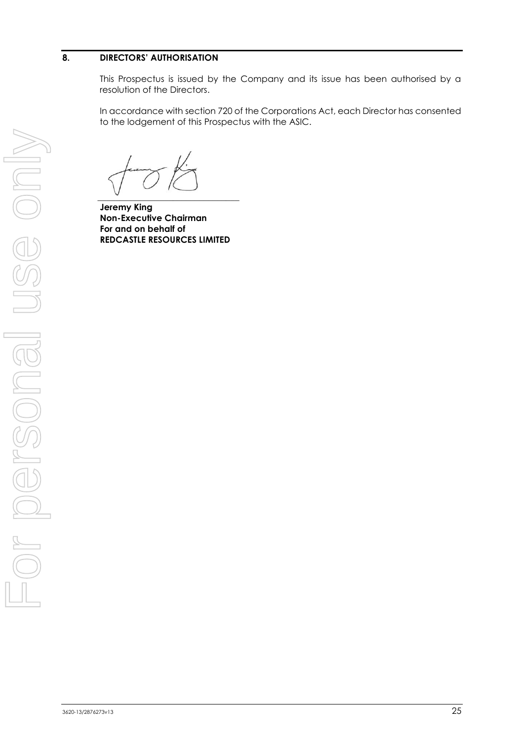## 8. DIRECTORS' AUTHORISATION

This Prospectus is issued by the Company and its issue has been authorised by a resolution of the Directors.

In accordance with section 720 of the Corporations Act, each Director has consented to the lodgement of this Prospectus with the ASIC.

**Jeremy King**
**Non-Executive Chairman**
**For and on behalf of**
**REDCASTLE RESOURCES LIMITED**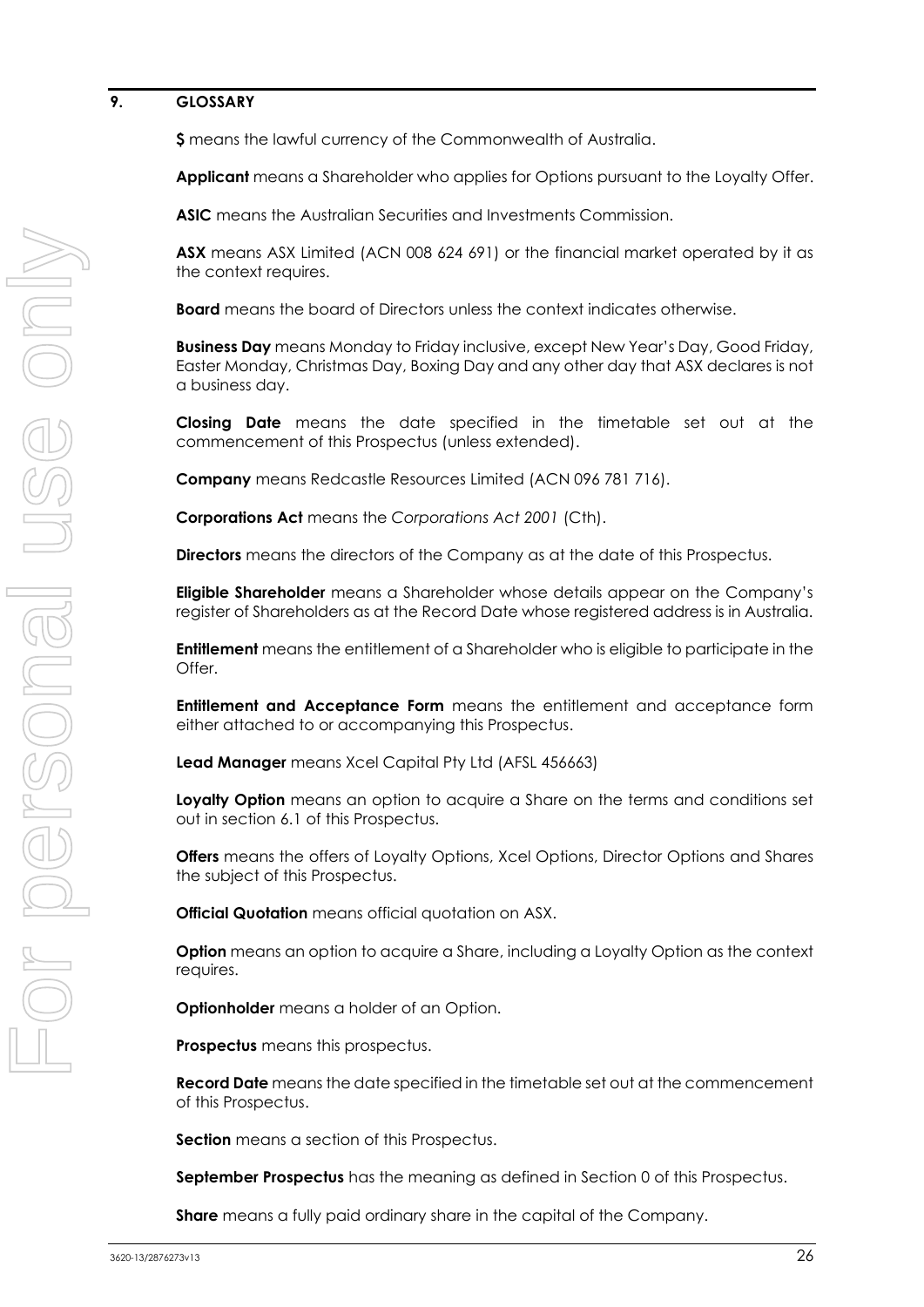## 9. GLOSSARY

**$** means the lawful currency of the Commonwealth of Australia.

**Applicant** means a Shareholder who applies for Options pursuant to the Loyalty Offer.

**ASIC** means the Australian Securities and Investments Commission.

**ASX** means ASX Limited (ACN 008 624 691) or the financial market operated by it as the context requires.

**Board** means the board of Directors unless the context indicates otherwise.

**Business Day** means Monday to Friday inclusive, except New Year's Day, Good Friday, Easter Monday, Christmas Day, Boxing Day and any other day that ASX declares is not a business day.

**Closing Date** means the date specified in the timetable set out at the commencement of this Prospectus (unless extended).

**Company** means Redcastle Resources Limited (ACN 096 781 716).

**Corporations Act** means the *Corporations Act 2001* (Cth).

**Directors** means the directors of the Company as at the date of this Prospectus.

**Eligible Shareholder** means a Shareholder whose details appear on the Company's register of Shareholders as at the Record Date whose registered address is in Australia.

**Entitlement** means the entitlement of a Shareholder who is eligible to participate in the Offer.

**Entitlement and Acceptance Form** means the entitlement and acceptance form either attached to or accompanying this Prospectus.

**Lead Manager** means Xcel Capital Pty Ltd (AFSL 456663)

**Loyalty Option** means an option to acquire a Share on the terms and conditions set out in section 6.1 of this Prospectus.

**Offers** means the offers of Loyalty Options, Xcel Options, Director Options and Shares the subject of this Prospectus.

**Official Quotation** means official quotation on ASX.

**Option** means an option to acquire a Share, including a Loyalty Option as the context requires.

**Optionholder** means a holder of an Option.

**Prospectus** means this prospectus.

**Record Date** means the date specified in the timetable set out at the commencement of this Prospectus.

**Section** means a section of this Prospectus.

**September Prospectus** has the meaning as defined in Section 0 of this Prospectus.

**Share** means a fully paid ordinary share in the capital of the Company.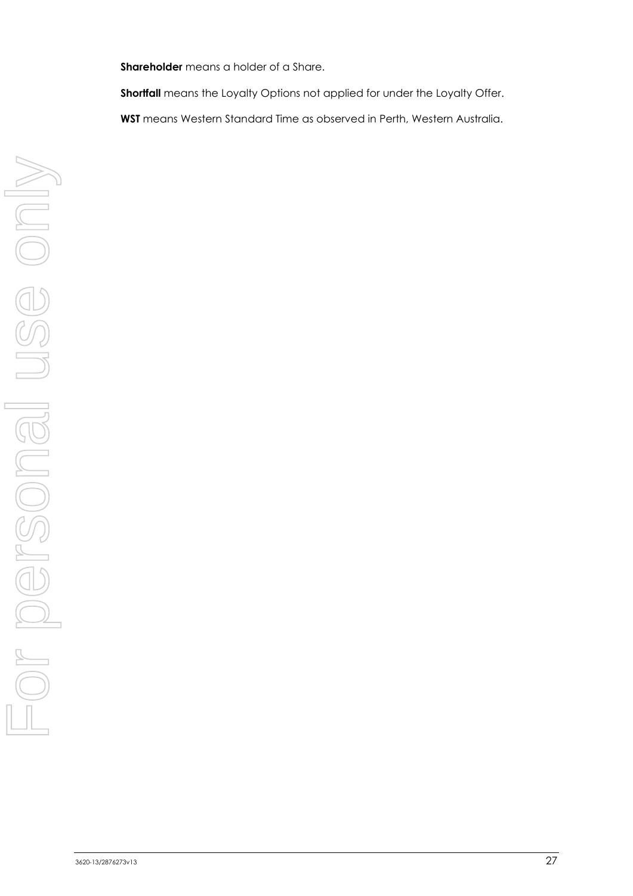**Shareholder** means a holder of a Share.

**Shortfall** means the Loyalty Options not applied for under the Loyalty Offer.

**WST** means Western Standard Time as observed in Perth, Western Australia.